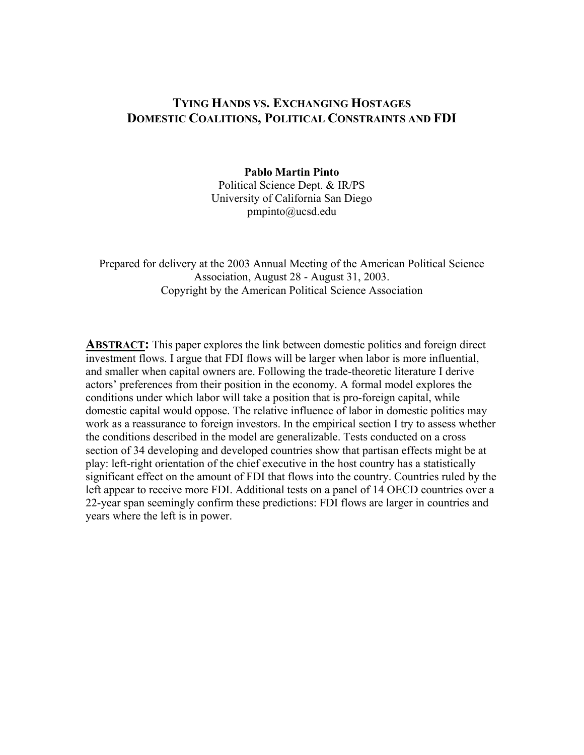# TYING HANDS VS. EXCHANGING HOSTAGES
# DOMESTIC COALITIONS, POLITICAL CONSTRAINTS AND FDI

**Pablo Martin Pinto**
Political Science Dept. & IR/PS
University of California San Diego
pmpinto@ucsd.edu

Prepared for delivery at the 2003 Annual Meeting of the American Political Science Association, August 28 - August 31, 2003.
Copyright by the American Political Science Association

**ABSTRACT:** This paper explores the link between domestic politics and foreign direct investment flows. I argue that FDI flows will be larger when labor is more influential, and smaller when capital owners are. Following the trade-theoretic literature I derive actors' preferences from their position in the economy. A formal model explores the conditions under which labor will take a position that is pro-foreign capital, while domestic capital would oppose. The relative influence of labor in domestic politics may work as a reassurance to foreign investors. In the empirical section I try to assess whether the conditions described in the model are generalizable. Tests conducted on a cross section of 34 developing and developed countries show that partisan effects might be at play: left-right orientation of the chief executive in the host country has a statistically significant effect on the amount of FDI that flows into the country. Countries ruled by the left appear to receive more FDI. Additional tests on a panel of 14 OECD countries over a 22-year span seemingly confirm these predictions: FDI flows are larger in countries and years where the left is in power.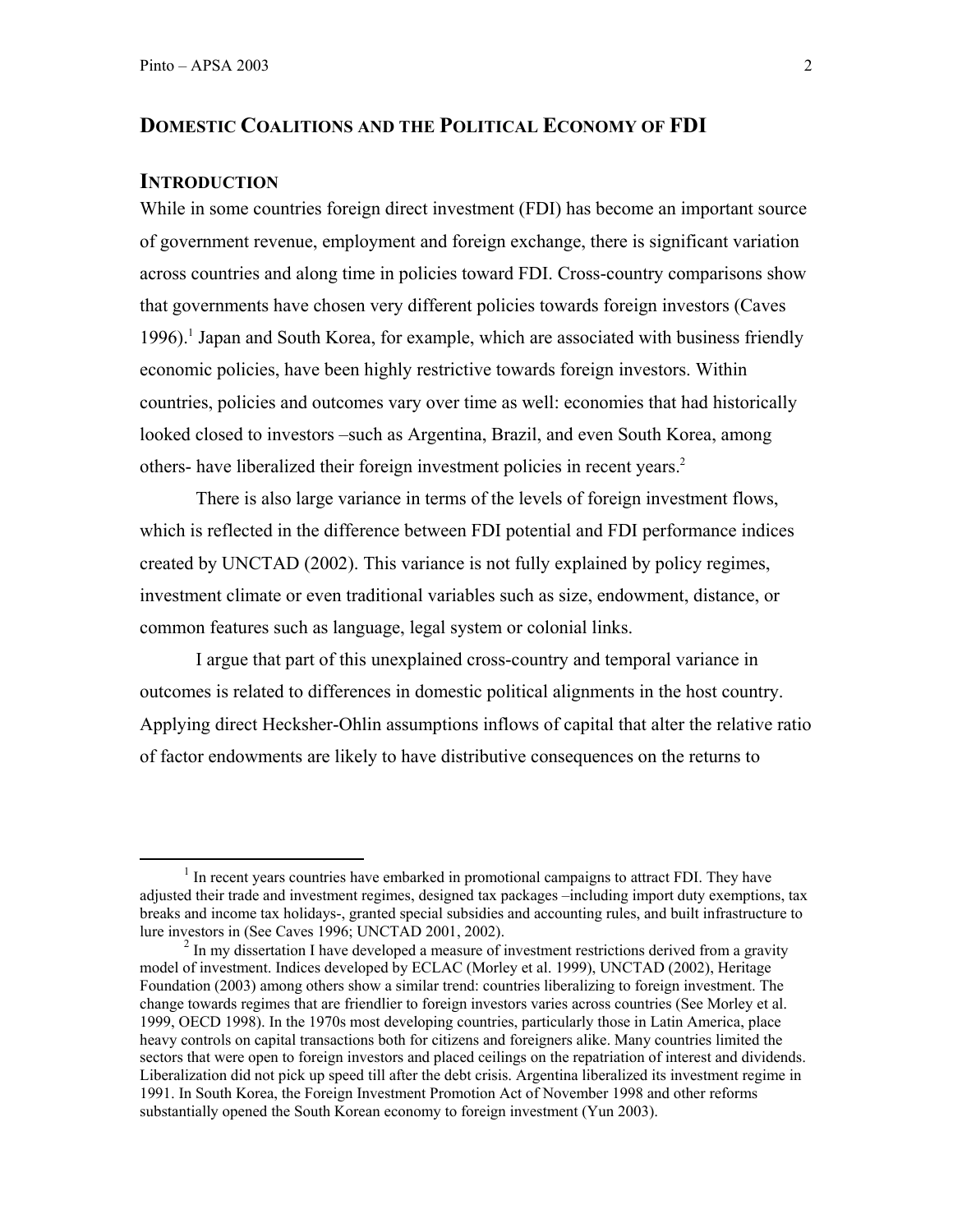## DOMESTIC COALITIONS AND THE POLITICAL ECONOMY OF FDI

### INTRODUCTION

While in some countries foreign direct investment (FDI) has become an important source of government revenue, employment and foreign exchange, there is significant variation across countries and along time in policies toward FDI. Cross-country comparisons show that governments have chosen very different policies towards foreign investors (Caves 1996).[1] Japan and South Korea, for example, which are associated with business friendly economic policies, have been highly restrictive towards foreign investors. Within countries, policies and outcomes vary over time as well: economies that had historically looked closed to investors –such as Argentina, Brazil, and even South Korea, among others- have liberalized their foreign investment policies in recent years.[2]

There is also large variance in terms of the levels of foreign investment flows, which is reflected in the difference between FDI potential and FDI performance indices created by UNCTAD (2002). This variance is not fully explained by policy regimes, investment climate or even traditional variables such as size, endowment, distance, or common features such as language, legal system or colonial links.

I argue that part of this unexplained cross-country and temporal variance in outcomes is related to differences in domestic political alignments in the host country. Applying direct Hecksher-Ohlin assumptions inflows of capital that alter the relative ratio of factor endowments are likely to have distributive consequences on the returns to

---

[1] In recent years countries have embarked in promotional campaigns to attract FDI. They have adjusted their trade and investment regimes, designed tax packages –including import duty exemptions, tax breaks and income tax holidays-, granted special subsidies and accounting rules, and built infrastructure to lure investors in (See Caves 1996; UNCTAD 2001, 2002).

[2] In my dissertation I have developed a measure of investment restrictions derived from a gravity model of investment. Indices developed by ECLAC (Morley et al. 1999), UNCTAD (2002), Heritage Foundation (2003) among others show a similar trend: countries liberalizing to foreign investment. The change towards regimes that are friendlier to foreign investors varies across countries (See Morley et al. 1999, OECD 1998). In the 1970s most developing countries, particularly those in Latin America, place heavy controls on capital transactions both for citizens and foreigners alike. Many countries limited the sectors that were open to foreign investors and placed ceilings on the repatriation of interest and dividends. Liberalization did not pick up speed till after the debt crisis. Argentina liberalized its investment regime in 1991. In South Korea, the Foreign Investment Promotion Act of November 1998 and other reforms substantially opened the South Korean economy to foreign investment (Yun 2003).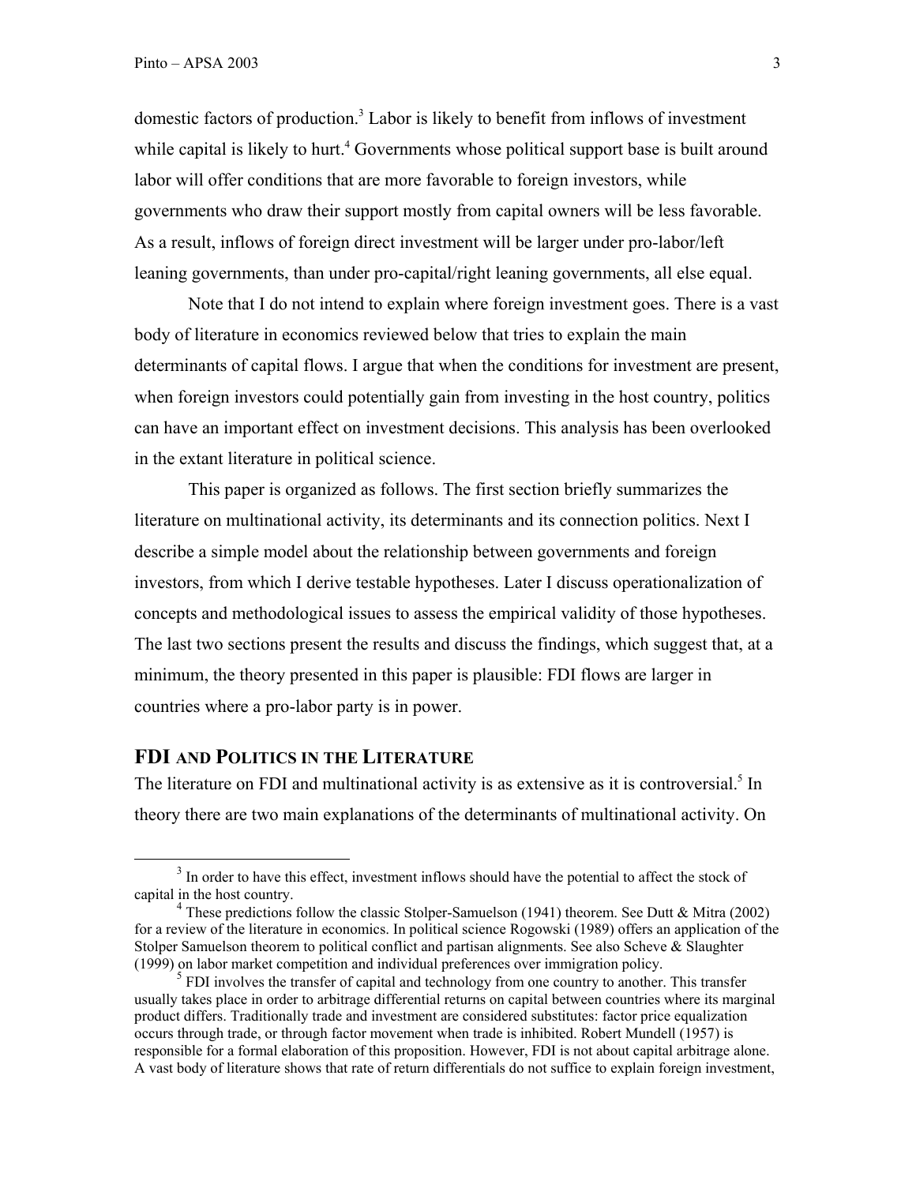domestic factors of production.[3] Labor is likely to benefit from inflows of investment while capital is likely to hurt.[4] Governments whose political support base is built around labor will offer conditions that are more favorable to foreign investors, while governments who draw their support mostly from capital owners will be less favorable. As a result, inflows of foreign direct investment will be larger under pro-labor/left leaning governments, than under pro-capital/right leaning governments, all else equal.

Note that I do not intend to explain where foreign investment goes. There is a vast body of literature in economics reviewed below that tries to explain the main determinants of capital flows. I argue that when the conditions for investment are present, when foreign investors could potentially gain from investing in the host country, politics can have an important effect on investment decisions. This analysis has been overlooked in the extant literature in political science.

This paper is organized as follows. The first section briefly summarizes the literature on multinational activity, its determinants and its connection politics. Next I describe a simple model about the relationship between governments and foreign investors, from which I derive testable hypotheses. Later I discuss operationalization of concepts and methodological issues to assess the empirical validity of those hypotheses. The last two sections present the results and discuss the findings, which suggest that, at a minimum, the theory presented in this paper is plausible: FDI flows are larger in countries where a pro-labor party is in power.

## FDI AND POLITICS IN THE LITERATURE

The literature on FDI and multinational activity is as extensive as it is controversial.[5] In theory there are two main explanations of the determinants of multinational activity. On

---

[3] In order to have this effect, investment inflows should have the potential to affect the stock of capital in the host country.

[4] These predictions follow the classic Stolper-Samuelson (1941) theorem. See Dutt & Mitra (2002) for a review of the literature in economics. In political science Rogowski (1989) offers an application of the Stolper Samuelson theorem to political conflict and partisan alignments. See also Scheve & Slaughter (1999) on labor market competition and individual preferences over immigration policy.

[5] FDI involves the transfer of capital and technology from one country to another. This transfer usually takes place in order to arbitrage differential returns on capital between countries where its marginal product differs. Traditionally trade and investment are considered substitutes: factor price equalization occurs through trade, or through factor movement when trade is inhibited. Robert Mundell (1957) is responsible for a formal elaboration of this proposition. However, FDI is not about capital arbitrage alone. A vast body of literature shows that rate of return differentials do not suffice to explain foreign investment,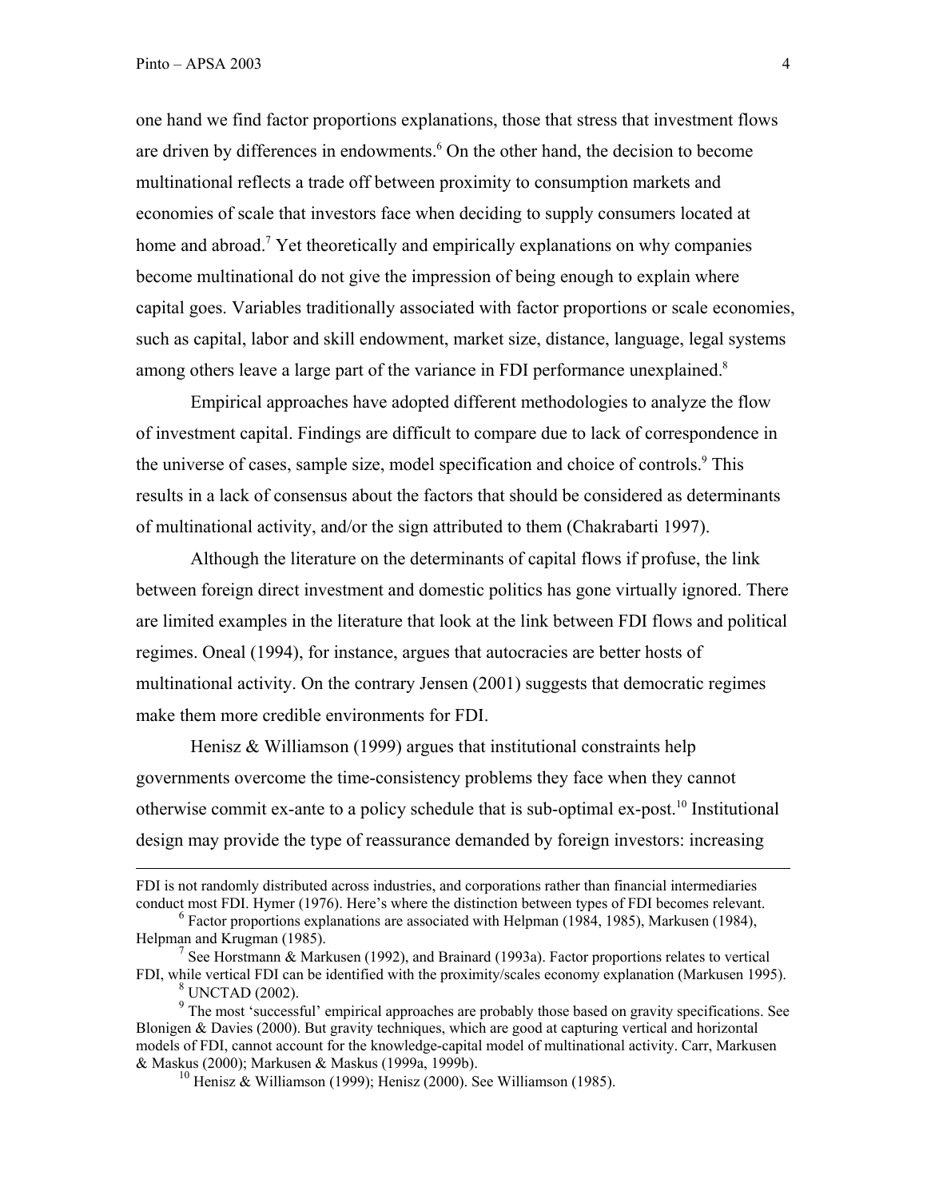one hand we find factor proportions explanations, those that stress that investment flows are driven by differences in endowments.[6] On the other hand, the decision to become multinational reflects a trade off between proximity to consumption markets and economies of scale that investors face when deciding to supply consumers located at home and abroad.[7] Yet theoretically and empirically explanations on why companies become multinational do not give the impression of being enough to explain where capital goes. Variables traditionally associated with factor proportions or scale economies, such as capital, labor and skill endowment, market size, distance, language, legal systems among others leave a large part of the variance in FDI performance unexplained.[8]

Empirical approaches have adopted different methodologies to analyze the flow of investment capital. Findings are difficult to compare due to lack of correspondence in the universe of cases, sample size, model specification and choice of controls.[9] This results in a lack of consensus about the factors that should be considered as determinants of multinational activity, and/or the sign attributed to them (Chakrabarti 1997).

Although the literature on the determinants of capital flows if profuse, the link between foreign direct investment and domestic politics has gone virtually ignored. There are limited examples in the literature that look at the link between FDI flows and political regimes. Oneal (1994), for instance, argues that autocracies are better hosts of multinational activity. On the contrary Jensen (2001) suggests that democratic regimes make them more credible environments for FDI.

Henisz & Williamson (1999) argues that institutional constraints help governments overcome the time-consistency problems they face when they cannot otherwise commit ex-ante to a policy schedule that is sub-optimal ex-post.[10] Institutional design may provide the type of reassurance demanded by foreign investors: increasing

---

FDI is not randomly distributed across industries, and corporations rather than financial intermediaries conduct most FDI. Hymer (1976). Here's where the distinction between types of FDI becomes relevant.

[6] Factor proportions explanations are associated with Helpman (1984, 1985), Markusen (1984), Helpman and Krugman (1985).

[7] See Horstmann & Markusen (1992), and Brainard (1993a). Factor proportions relates to vertical FDI, while vertical FDI can be identified with the proximity/scales economy explanation (Markusen 1995).

[8] UNCTAD (2002).

[9] The most 'successful' empirical approaches are probably those based on gravity specifications. See Blonigen & Davies (2000). But gravity techniques, which are good at capturing vertical and horizontal models of FDI, cannot account for the knowledge-capital model of multinational activity. Carr, Markusen & Maskus (2000); Markusen & Maskus (1999a, 1999b).

[10] Henisz & Williamson (1999); Henisz (2000). See Williamson (1985).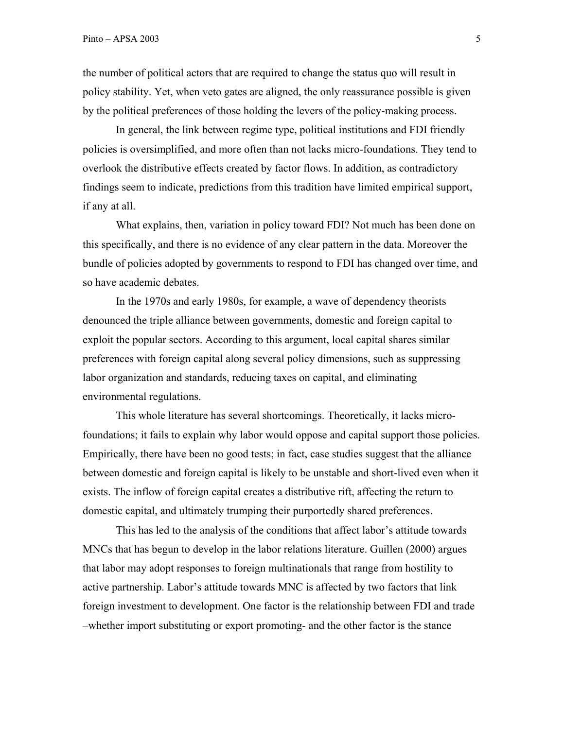the number of political actors that are required to change the status quo will result in policy stability. Yet, when veto gates are aligned, the only reassurance possible is given by the political preferences of those holding the levers of the policy-making process.

In general, the link between regime type, political institutions and FDI friendly policies is oversimplified, and more often than not lacks micro-foundations. They tend to overlook the distributive effects created by factor flows. In addition, as contradictory findings seem to indicate, predictions from this tradition have limited empirical support, if any at all.

What explains, then, variation in policy toward FDI? Not much has been done on this specifically, and there is no evidence of any clear pattern in the data. Moreover the bundle of policies adopted by governments to respond to FDI has changed over time, and so have academic debates.

In the 1970s and early 1980s, for example, a wave of dependency theorists denounced the triple alliance between governments, domestic and foreign capital to exploit the popular sectors. According to this argument, local capital shares similar preferences with foreign capital along several policy dimensions, such as suppressing labor organization and standards, reducing taxes on capital, and eliminating environmental regulations.

This whole literature has several shortcomings. Theoretically, it lacks micro-foundations; it fails to explain why labor would oppose and capital support those policies. Empirically, there have been no good tests; in fact, case studies suggest that the alliance between domestic and foreign capital is likely to be unstable and short-lived even when it exists. The inflow of foreign capital creates a distributive rift, affecting the return to domestic capital, and ultimately trumping their purportedly shared preferences.

This has led to the analysis of the conditions that affect labor's attitude towards MNCs that has begun to develop in the labor relations literature. Guillen (2000) argues that labor may adopt responses to foreign multinationals that range from hostility to active partnership. Labor's attitude towards MNC is affected by two factors that link foreign investment to development. One factor is the relationship between FDI and trade –whether import substituting or export promoting- and the other factor is the stance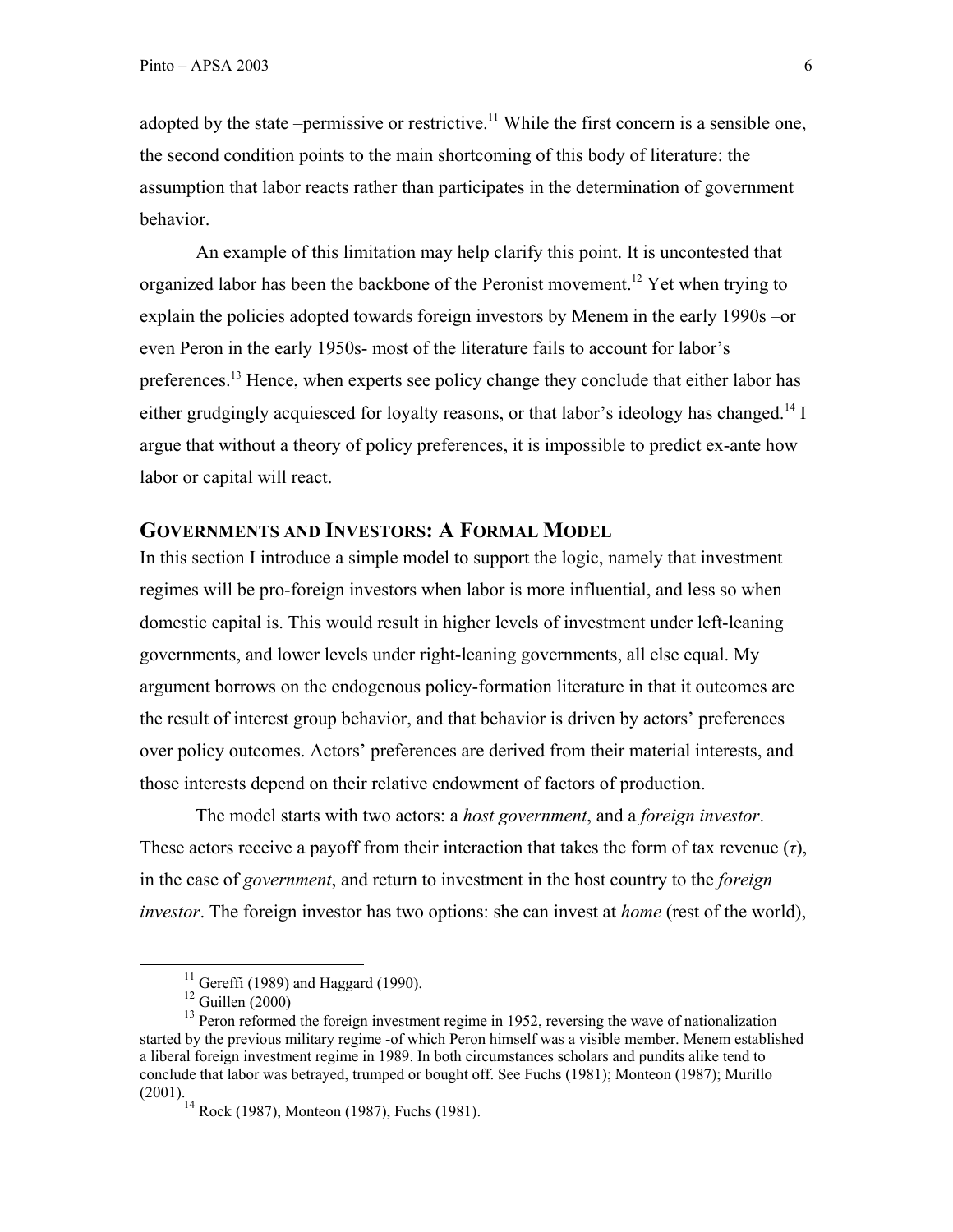adopted by the state –permissive or restrictive.[11] While the first concern is a sensible one, the second condition points to the main shortcoming of this body of literature: the assumption that labor reacts rather than participates in the determination of government behavior.

An example of this limitation may help clarify this point. It is uncontested that organized labor has been the backbone of the Peronist movement.[12] Yet when trying to explain the policies adopted towards foreign investors by Menem in the early 1990s –or even Peron in the early 1950s- most of the literature fails to account for labor's preferences.[13] Hence, when experts see policy change they conclude that either labor has either grudgingly acquiesced for loyalty reasons, or that labor's ideology has changed.[14] I argue that without a theory of policy preferences, it is impossible to predict ex-ante how labor or capital will react.

## GOVERNMENTS AND INVESTORS: A FORMAL MODEL

In this section I introduce a simple model to support the logic, namely that investment regimes will be pro-foreign investors when labor is more influential, and less so when domestic capital is. This would result in higher levels of investment under left-leaning governments, and lower levels under right-leaning governments, all else equal. My argument borrows on the endogenous policy-formation literature in that it outcomes are the result of interest group behavior, and that behavior is driven by actors' preferences over policy outcomes. Actors' preferences are derived from their material interests, and those interests depend on their relative endowment of factors of production.

The model starts with two actors: a *host government*, and a *foreign investor*. These actors receive a payoff from their interaction that takes the form of tax revenue ($\tau$), in the case of *government*, and return to investment in the host country to the *foreign investor*. The foreign investor has two options: she can invest at *home* (rest of the world),

[11] Gereffi (1989) and Haggard (1990).

[12] Guillen (2000)

[13] Peron reformed the foreign investment regime in 1952, reversing the wave of nationalization started by the previous military regime -of which Peron himself was a visible member. Menem established a liberal foreign investment regime in 1989. In both circumstances scholars and pundits alike tend to conclude that labor was betrayed, trumped or bought off. See Fuchs (1981); Monteon (1987); Murillo (2001).

[14] Rock (1987), Monteon (1987), Fuchs (1981).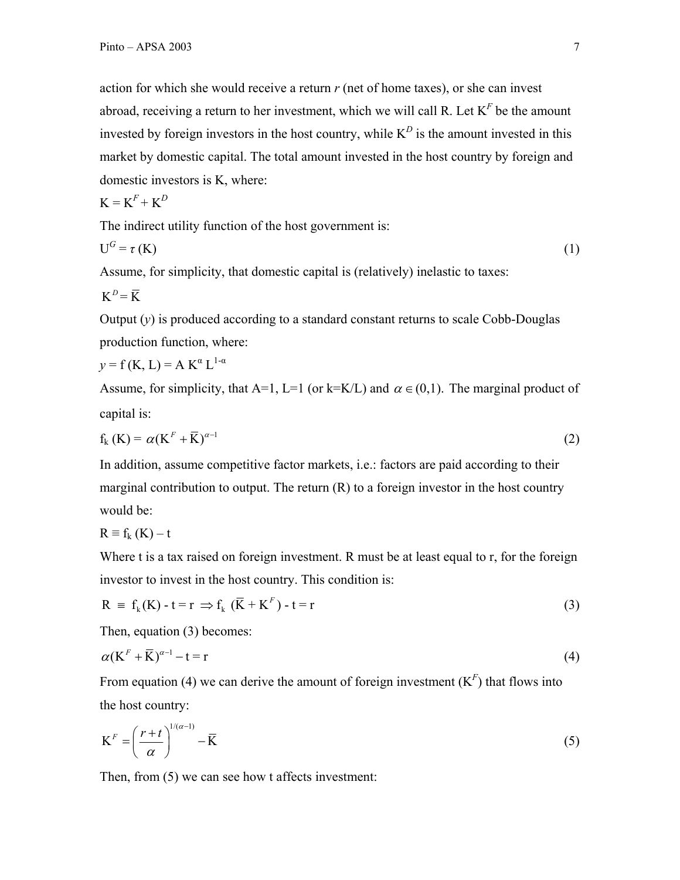action for which she would receive a return $r$ (net of home taxes), or she can invest abroad, receiving a return to her investment, which we will call R. Let $K^F$ be the amount invested by foreign investors in the host country, while $K^D$ is the amount invested in this market by domestic capital. The total amount invested in the host country by foreign and domestic investors is K, where:

$$K = K^F + K^D$$

The indirect utility function of the host government is:

$$U^G = \tau(K) \tag{1}$$

Assume, for simplicity, that domestic capital is (relatively) inelastic to taxes:

$$K^D = \overline{K}$$

Output ($y$) is produced according to a standard constant returns to scale Cobb-Douglas production function, where:

$$y = f(K, L) = A K^{\alpha} L^{1-\alpha}$$

Assume, for simplicity, that A=1, L=1 (or k=K/L) and $\alpha \in (0,1)$. The marginal product of capital is:

$$f_k(K) = \alpha(K^F + \overline{K})^{\alpha-1} \tag{2}$$

In addition, assume competitive factor markets, i.e.: factors are paid according to their marginal contribution to output. The return (R) to a foreign investor in the host country would be:

$$R \equiv f_k(K) - t$$

Where t is a tax raised on foreign investment. R must be at least equal to r, for the foreign investor to invest in the host country. This condition is:

$$R \equiv f_k(K) - t = r \Rightarrow f_k(\overline{K} + K^F) - t = r \tag{3}$$

Then, equation (3) becomes:

$$\alpha(K^F + \overline{K})^{\alpha-1} - t = r \tag{4}$$

From equation (4) we can derive the amount of foreign investment ($K^F$) that flows into the host country:

$$K^F = \left(\frac{r+t}{\alpha}\right)^{1/(\alpha-1)} - \overline{K} \tag{5}$$

Then, from (5) we can see how t affects investment: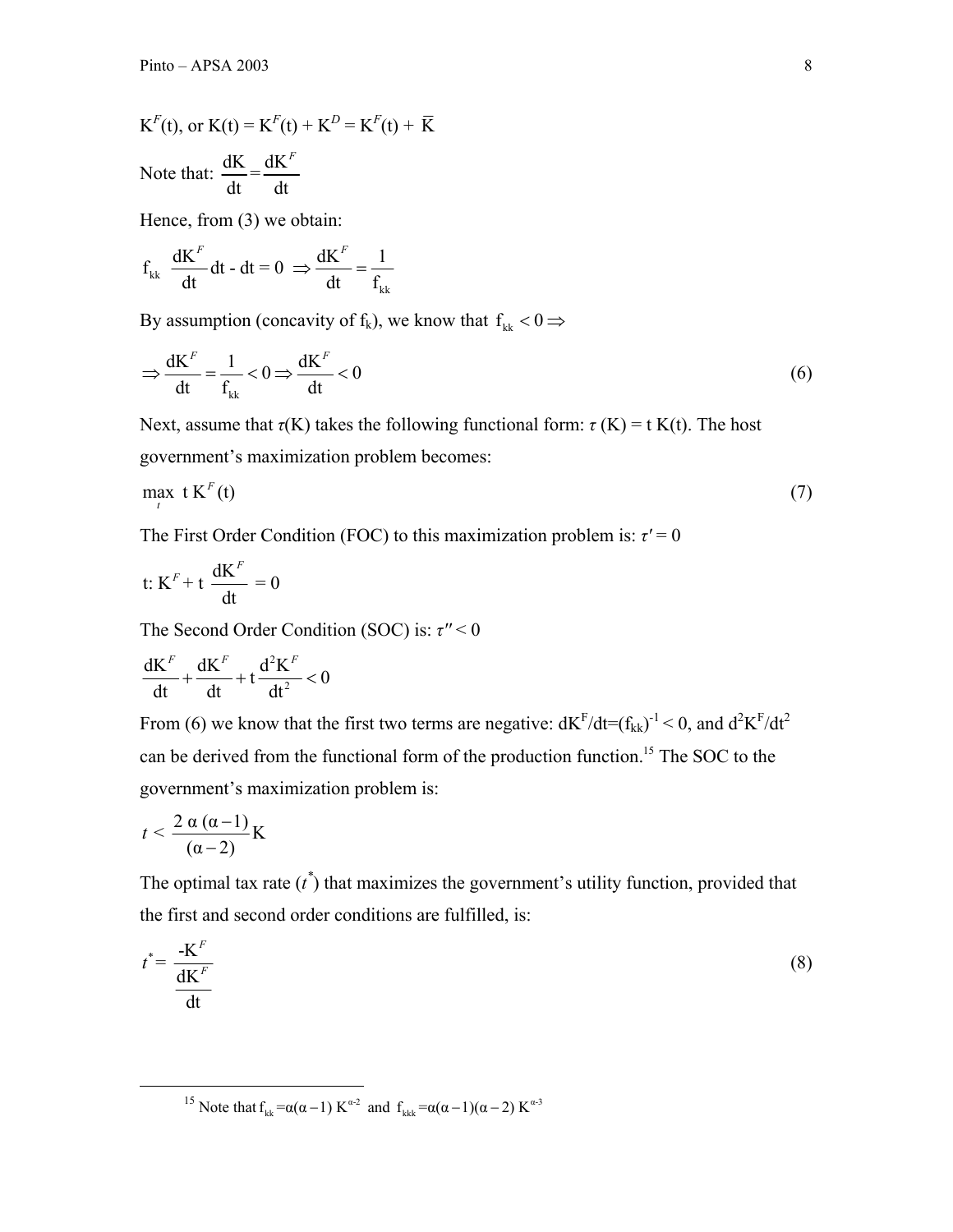$K^F(t)$, or $K(t) = K^F(t) + K^D = K^F(t) + \overline{K}$

Note that: $\dfrac{dK}{dt} = \dfrac{dK^F}{dt}$

Hence, from (3) we obtain:

$$f_{kk} \frac{dK^F}{dt} dt - dt = 0 \Rightarrow \frac{dK^F}{dt} = \frac{1}{f_{kk}}$$

By assumption (concavity of $f_k$), we know that $f_{kk} < 0 \Rightarrow$

$$\Rightarrow \frac{dK^F}{dt} = \frac{1}{f_{kk}} < 0 \Rightarrow \frac{dK^F}{dt} < 0 \tag{6}$$

Next, assume that $\tau(K)$ takes the following functional form: $\tau(K) = t\,K(t)$. The host government's maximization problem becomes:

$$\max_t \; t\,K^F(t) \tag{7}$$

The First Order Condition (FOC) to this maximization problem is: $\tau' = 0$

$$t: K^F + t\,\frac{dK^F}{dt} = 0$$

The Second Order Condition (SOC) is: $\tau'' < 0$

$$\frac{dK^F}{dt} + \frac{dK^F}{dt} + t\,\frac{d^2K^F}{dt^2} < 0$$

From (6) we know that the first two terms are negative: $dK^F/dt = (f_{kk})^{-1} < 0$, and $d^2K^F/dt^2$ can be derived from the functional form of the production function.[15] The SOC to the government's maximization problem is:

$$t < \frac{2\,\alpha\,(\alpha - 1)}{(\alpha - 2)} K$$

The optimal tax rate ($t^*$) that maximizes the government's utility function, provided that the first and second order conditions are fulfilled, is:

$$t^* = \frac{-K^F}{\dfrac{dK^F}{dt}} \tag{8}$$

---

[15] Note that $f_{kk} = \alpha(\alpha - 1)\,K^{\alpha-2}$ and $f_{kkk} = \alpha(\alpha - 1)(\alpha - 2)\,K^{\alpha-3}$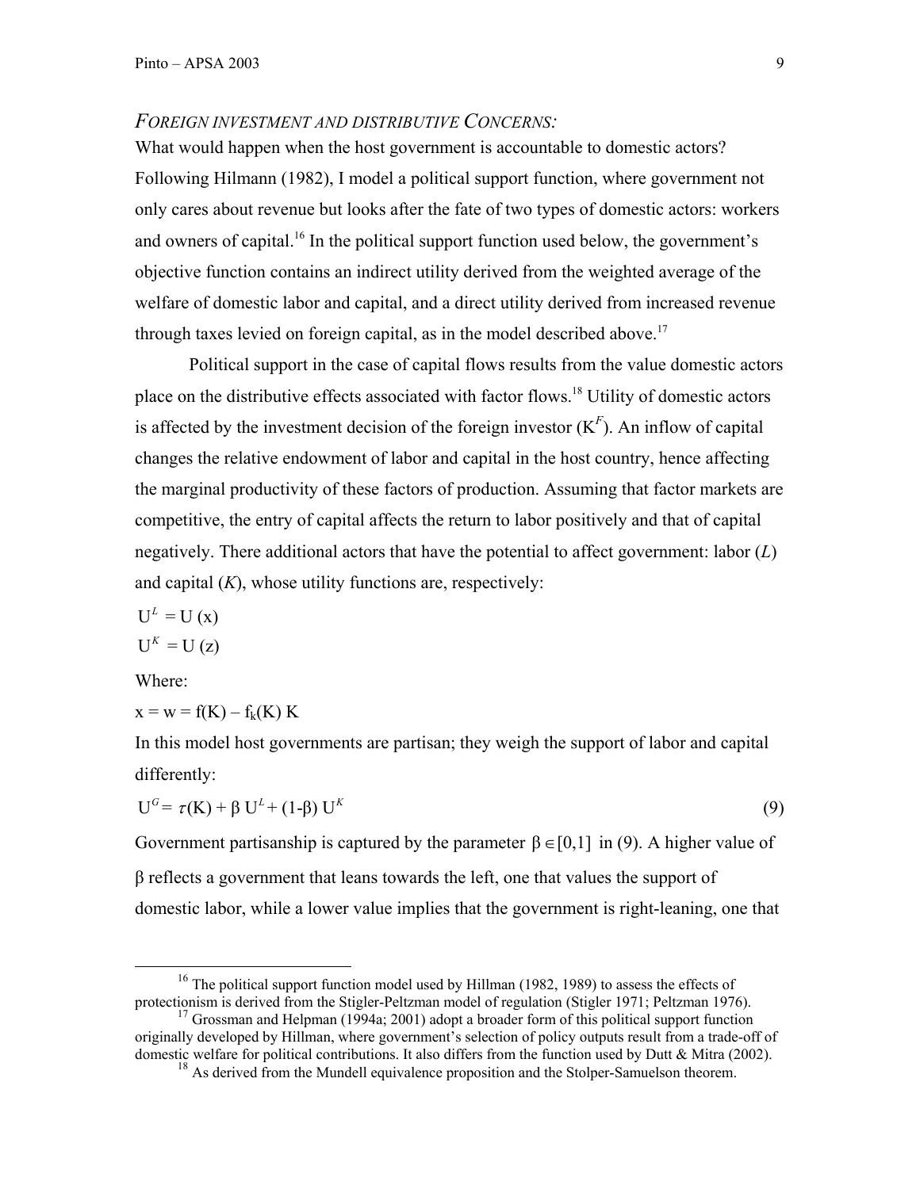*FOREIGN INVESTMENT AND DISTRIBUTIVE CONCERNS:*

What would happen when the host government is accountable to domestic actors? Following Hilmann (1982), I model a political support function, where government not only cares about revenue but looks after the fate of two types of domestic actors: workers and owners of capital.[16] In the political support function used below, the government's objective function contains an indirect utility derived from the weighted average of the welfare of domestic labor and capital, and a direct utility derived from increased revenue through taxes levied on foreign capital, as in the model described above.[17]

Political support in the case of capital flows results from the value domestic actors place on the distributive effects associated with factor flows.[18] Utility of domestic actors is affected by the investment decision of the foreign investor ($K^F$). An inflow of capital changes the relative endowment of labor and capital in the host country, hence affecting the marginal productivity of these factors of production. Assuming that factor markets are competitive, the entry of capital affects the return to labor positively and that of capital negatively. There additional actors that have the potential to affect government: labor (*L*) and capital (*K*), whose utility functions are, respectively:

$$U^L = U(x)$$

$$U^K = U(z)$$

Where:

$$x = w = f(K) - f_k(K)\, K$$

In this model host governments are partisan; they weigh the support of labor and capital differently:

$$U^G = \tau(K) + \beta\, U^L + (1-\beta)\, U^K \qquad (9)$$

Government partisanship is captured by the parameter $\beta \in [0,1]$ in (9). A higher value of $\beta$ reflects a government that leans towards the left, one that values the support of domestic labor, while a lower value implies that the government is right-leaning, one that

---

[16] The political support function model used by Hillman (1982, 1989) to assess the effects of protectionism is derived from the Stigler-Peltzman model of regulation (Stigler 1971; Peltzman 1976).

[17] Grossman and Helpman (1994a; 2001) adopt a broader form of this political support function originally developed by Hillman, where government's selection of policy outputs result from a trade-off of domestic welfare for political contributions. It also differs from the function used by Dutt & Mitra (2002).

[18] As derived from the Mundell equivalence proposition and the Stolper-Samuelson theorem.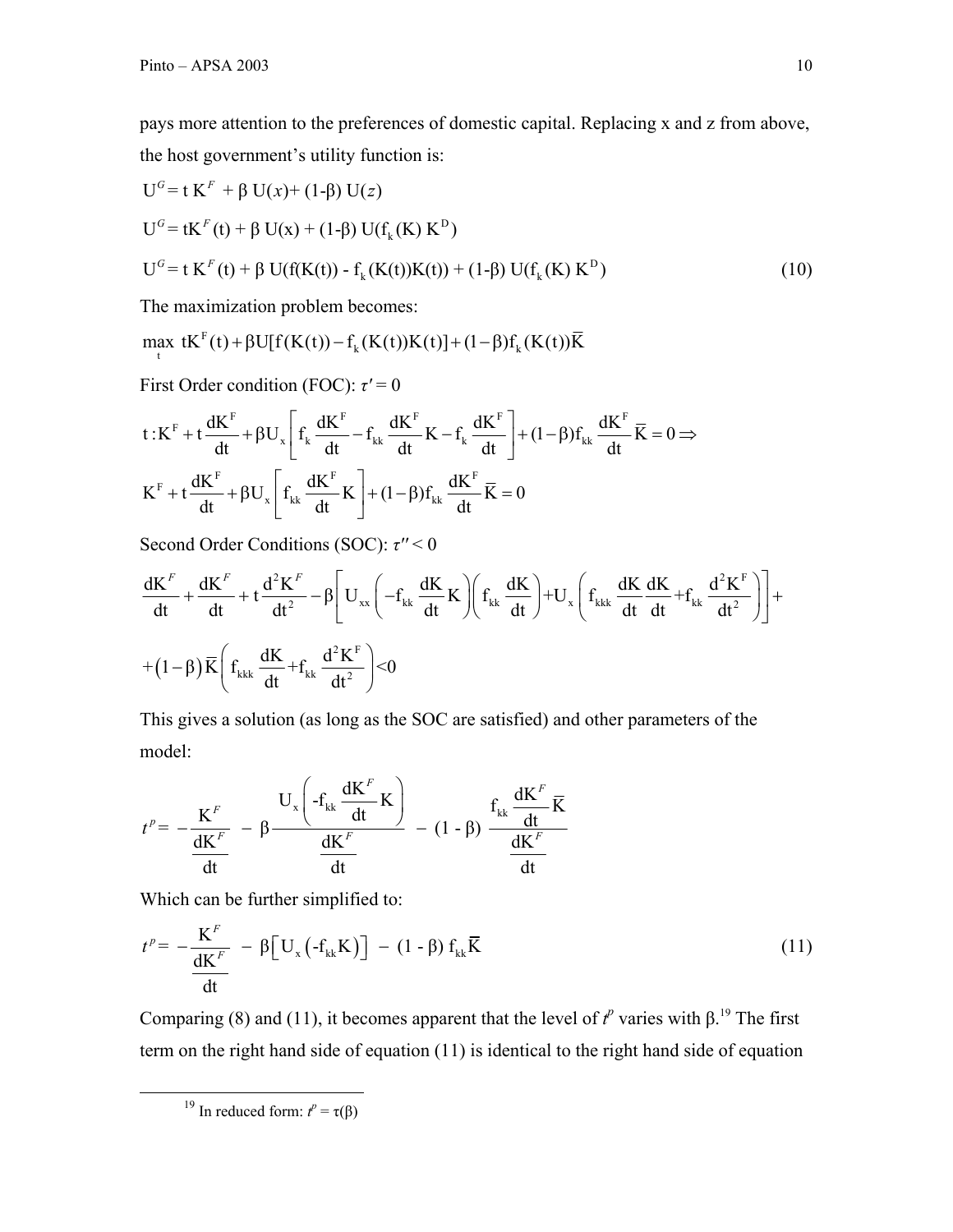pays more attention to the preferences of domestic capital. Replacing x and z from above, the host government's utility function is:

$$U^G = t\,K^F + \beta\, U(x) + (1\text{-}\beta)\, U(z)$$

$$U^G = tK^F(t) + \beta\, U(x) + (1\text{-}\beta)\, U(f_k(K)\, K^D)$$

$$U^G = t\,K^F(t) + \beta\, U(f(K(t)) - f_k(K(t))K(t)) + (1\text{-}\beta)\, U(f_k(K)\, K^D) \tag{10}$$

The maximization problem becomes:

$$\max_t\ tK^F(t) + \beta U[f(K(t)) - f_k(K(t))K(t)] + (1-\beta) f_k(K(t))\overline{K}$$

First Order condition (FOC): $\tau' = 0$

$$t: K^F + t\frac{dK^F}{dt} + \beta U_x\left[f_k\frac{dK^F}{dt} - f_{kk}\frac{dK^F}{dt}K - f_k\frac{dK^F}{dt}\right] + (1-\beta)f_{kk}\frac{dK^F}{dt}\overline{K} = 0 \Rightarrow$$

$$K^F + t\frac{dK^F}{dt} + \beta U_x\left[f_{kk}\frac{dK^F}{dt}K\right] + (1-\beta)f_{kk}\frac{dK^F}{dt}\overline{K} = 0$$

Second Order Conditions (SOC): $\tau'' < 0$

$$\frac{dK^F}{dt} + \frac{dK^F}{dt} + t\frac{d^2K^F}{dt^2} - \beta\left[U_{xx}\left(-f_{kk}\frac{dK}{dt}K\right)\left(f_{kk}\frac{dK}{dt}\right) + U_x\left(f_{kkk}\frac{dK}{dt}\frac{dK}{dt} + f_{kk}\frac{d^2K^F}{dt^2}\right)\right] +$$

$$+(1-\beta)\overline{K}\left(f_{kkk}\frac{dK}{dt} + f_{kk}\frac{d^2K^F}{dt^2}\right) < 0$$

This gives a solution (as long as the SOC are satisfied) and other parameters of the model:

$$t^p = -\frac{K^F}{\frac{dK^F}{dt}} - \beta\frac{U_x\left(-f_{kk}\frac{dK^F}{dt}K\right)}{\frac{dK^F}{dt}} - (1\text{ - }\beta)\frac{f_{kk}\frac{dK^F}{dt}\overline{K}}{\frac{dK^F}{dt}}$$

Which can be further simplified to:

$$t^p = -\frac{K^F}{\frac{dK^F}{dt}} - \beta\left[U_x\left(-f_{kk}K\right)\right] - (1\text{ - }\beta)\, f_{kk}\overline{K} \tag{11}$$

Comparing (8) and (11), it becomes apparent that the level of $t^p$ varies with $\beta$.[19] The first term on the right hand side of equation (11) is identical to the right hand side of equation

[19] In reduced form: $t^p = \tau(\beta)$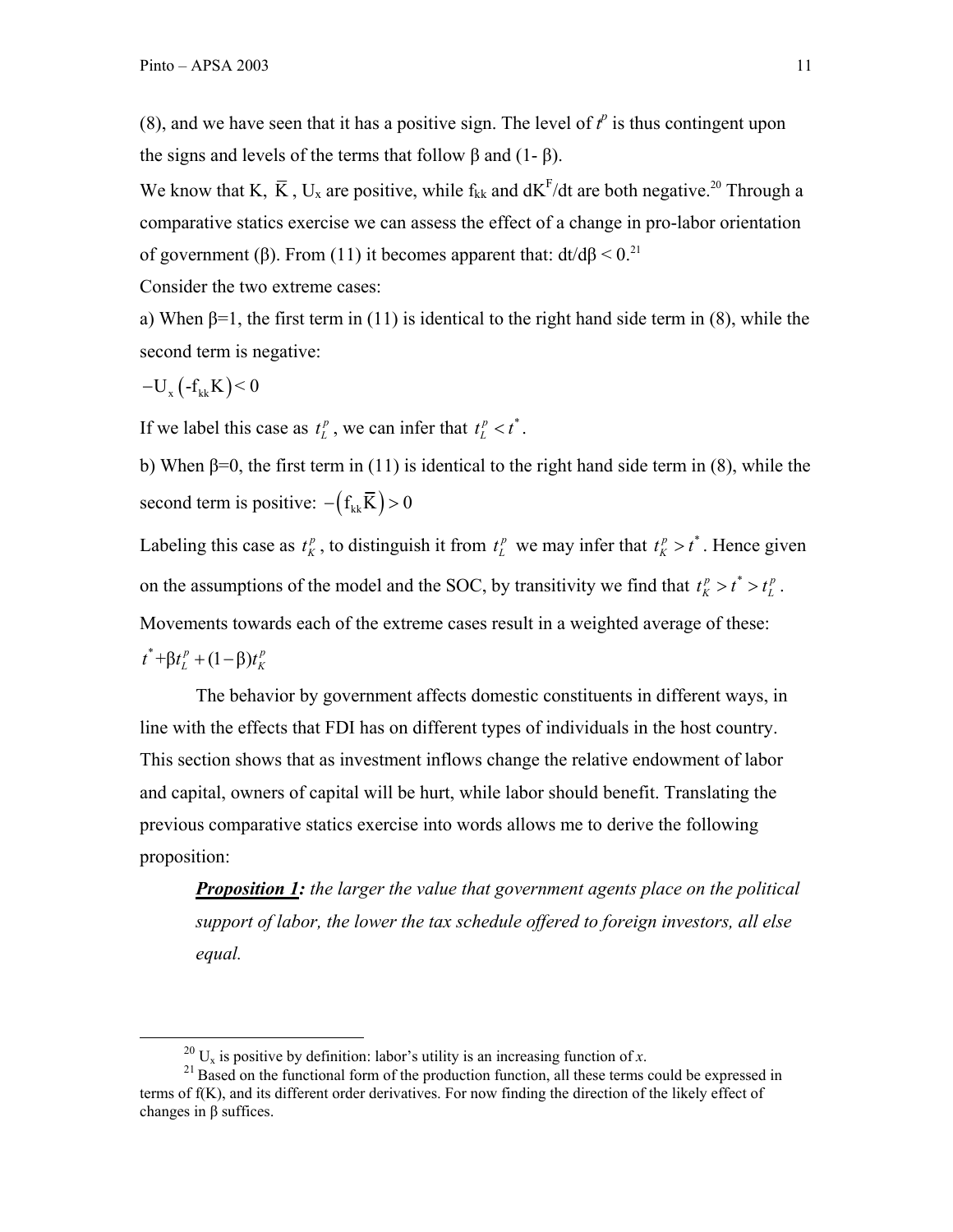(8), and we have seen that it has a positive sign. The level of $t^p$ is thus contingent upon the signs and levels of the terms that follow β and (1- β).

We know that K, $\overline{\text{K}}$, $U_x$ are positive, while $f_{kk}$ and $dK^F/dt$ are both negative.[20] Through a comparative statics exercise we can assess the effect of a change in pro-labor orientation of government (β). From (11) it becomes apparent that: $dt/d\beta < 0$.[21]

Consider the two extreme cases:

a) When β=1, the first term in (11) is identical to the right hand side term in (8), while the second term is negative:

$-U_x\left(-f_{kk}K\right) < 0$

If we label this case as $t_L^p$, we can infer that $t_L^p < t^*$.

b) When β=0, the first term in (11) is identical to the right hand side term in (8), while the second term is positive: $-\left(f_{kk}\overline{K}\right) > 0$

Labeling this case as $t_K^p$, to distinguish it from $t_L^p$ we may infer that $t_K^p > t^*$. Hence given on the assumptions of the model and the SOC, by transitivity we find that $t_K^p > t^* > t_L^p$.

Movements towards each of the extreme cases result in a weighted average of these:

$t^* + \beta t_L^p + (1-\beta)t_K^p$

The behavior by government affects domestic constituents in different ways, in line with the effects that FDI has on different types of individuals in the host country. This section shows that as investment inflows change the relative endowment of labor and capital, owners of capital will be hurt, while labor should benefit. Translating the previous comparative statics exercise into words allows me to derive the following proposition:

> ***Proposition 1:*** *the larger the value that government agents place on the political support of labor, the lower the tax schedule offered to foreign investors, all else equal.*

---

[20] $U_x$ is positive by definition: labor's utility is an increasing function of *x*.

[21] Based on the functional form of the production function, all these terms could be expressed in terms of f(K), and its different order derivatives. For now finding the direction of the likely effect of changes in β suffices.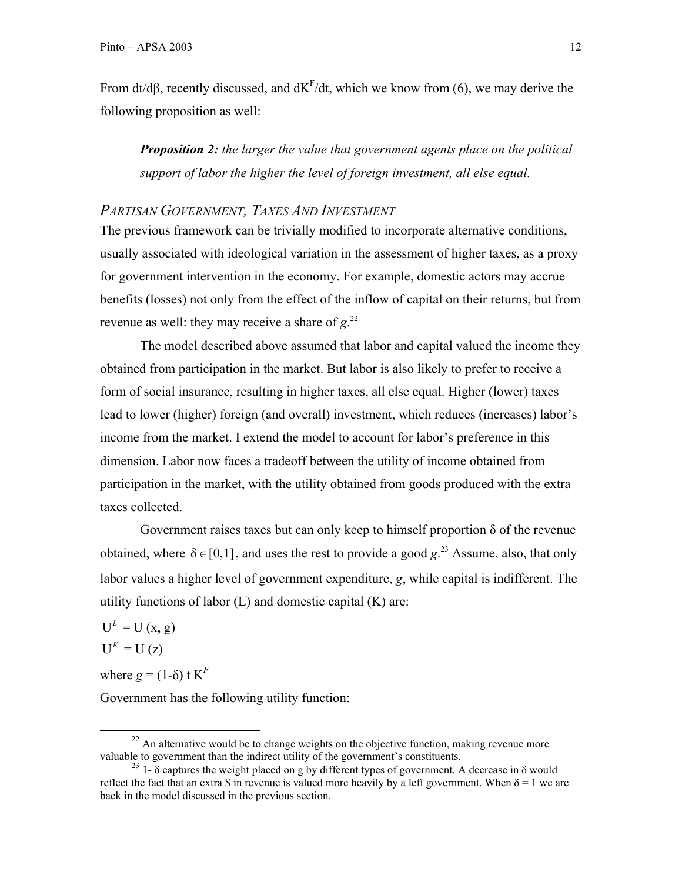From $dt/d\beta$, recently discussed, and $dK^F/dt$, which we know from (6), we may derive the following proposition as well:

> ***Proposition 2:*** *the larger the value that government agents place on the political support of labor the higher the level of foreign investment, all else equal.*

### *PARTISAN GOVERNMENT, TAXES AND INVESTMENT*

The previous framework can be trivially modified to incorporate alternative conditions, usually associated with ideological variation in the assessment of higher taxes, as a proxy for government intervention in the economy. For example, domestic actors may accrue benefits (losses) not only from the effect of the inflow of capital on their returns, but from revenue as well: they may receive a share of $g$.[22]

The model described above assumed that labor and capital valued the income they obtained from participation in the market. But labor is also likely to prefer to receive a form of social insurance, resulting in higher taxes, all else equal. Higher (lower) taxes lead to lower (higher) foreign (and overall) investment, which reduces (increases) labor's income from the market. I extend the model to account for labor's preference in this dimension. Labor now faces a tradeoff between the utility of income obtained from participation in the market, with the utility obtained from goods produced with the extra taxes collected.

Government raises taxes but can only keep to himself proportion $\delta$ of the revenue obtained, where $\delta \in [0,1]$, and uses the rest to provide a good $g$.[23] Assume, also, that only labor values a higher level of government expenditure, $g$, while capital is indifferent. The utility functions of labor (L) and domestic capital (K) are:

$$U^L = U(x, g)$$

$$U^K = U(z)$$

where $g = (1-\delta)\, t\, K^F$

Government has the following utility function:

---

[22] An alternative would be to change weights on the objective function, making revenue more valuable to government than the indirect utility of the government's constituents.

[23] $1-\delta$ captures the weight placed on g by different types of government. A decrease in $\delta$ would reflect the fact that an extra $ in revenue is valued more heavily by a left government. When $\delta = 1$ we are back in the model discussed in the previous section.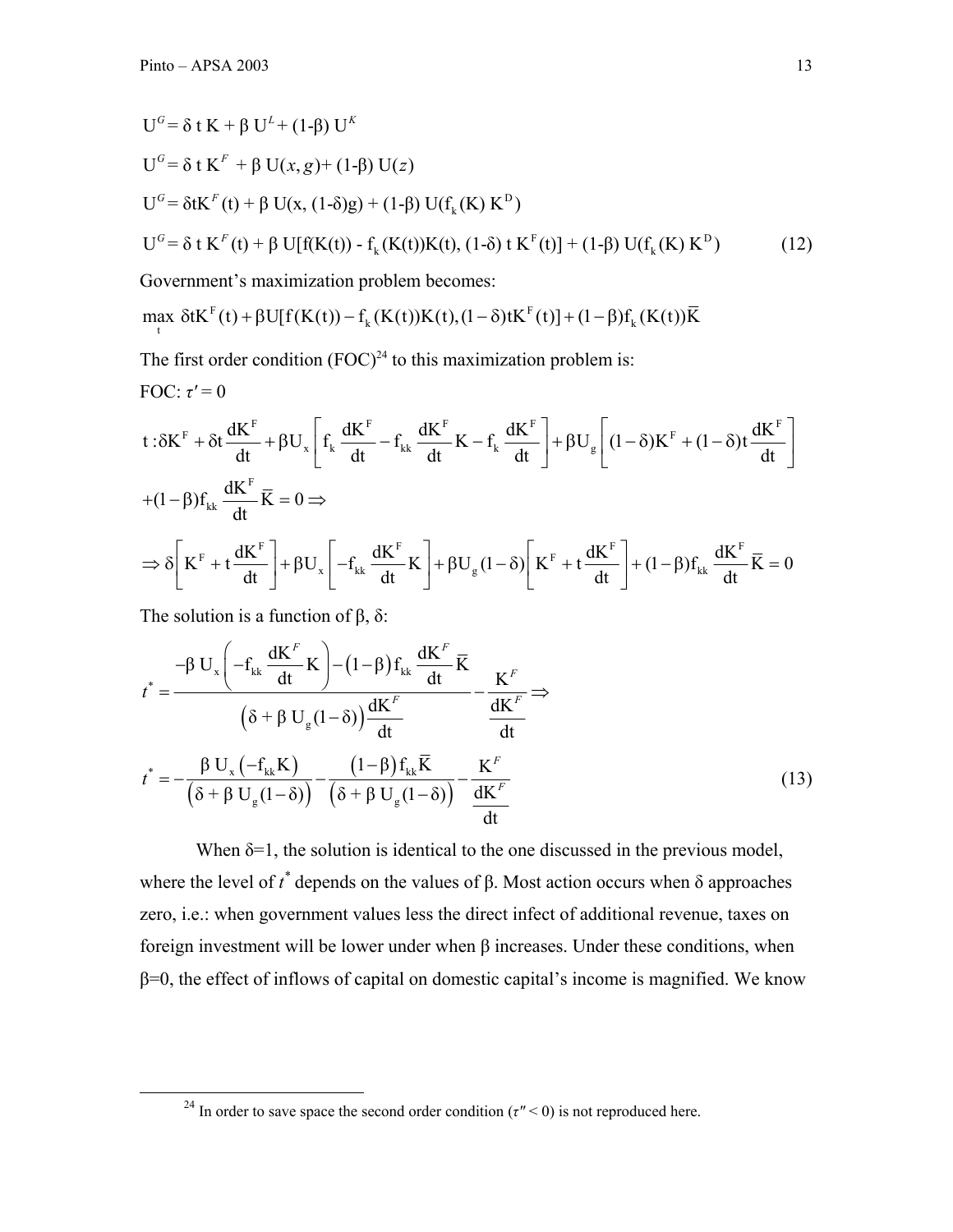$$U^G = \delta\, t\, K + \beta\, U^L + (1\text{-}\beta)\, U^K$$

$$U^G = \delta\, t\, K^F + \beta\, U(x, g) + (1\text{-}\beta)\, U(z)$$

$$U^G = \delta t K^F(t) + \beta\, U(x, (1\text{-}\delta)g) + (1\text{-}\beta)\, U(f_k(K)\, K^D)$$

$$U^G = \delta\, t\, K^F(t) + \beta\, U[f(K(t)) - f_k(K(t))K(t), (1\text{-}\delta)\, t\, K^F(t)] + (1\text{-}\beta)\, U(f_k(K)\, K^D) \tag{12}$$

Government's maximization problem becomes:

$$\max_t \; \delta t K^F(t) + \beta U[f(K(t)) - f_k(K(t))K(t), (1-\delta)tK^F(t)] + (1-\beta) f_k(K(t))\bar{K}$$

The first order condition (FOC)[24] to this maximization problem is:

FOC: $\tau' = 0$

$$t: \delta K^F + \delta t \frac{dK^F}{dt} + \beta U_x \left[ f_k \frac{dK^F}{dt} - f_{kk} \frac{dK^F}{dt} K - f_k \frac{dK^F}{dt} \right] + \beta U_g \left[ (1-\delta) K^F + (1-\delta) t \frac{dK^F}{dt} \right]$$

$$+ (1-\beta) f_{kk} \frac{dK^F}{dt} \bar{K} = 0 \Rightarrow$$

$$\Rightarrow \delta \left[ K^F + t \frac{dK^F}{dt} \right] + \beta U_x \left[ -f_{kk} \frac{dK^F}{dt} K \right] + \beta U_g (1-\delta) \left[ K^F + t \frac{dK^F}{dt} \right] + (1-\beta) f_{kk} \frac{dK^F}{dt} \bar{K} = 0$$

The solution is a function of β, δ:

$$t^* = \frac{-\beta\, U_x \left( -f_{kk} \dfrac{dK^F}{dt} K \right) - (1-\beta) f_{kk} \dfrac{dK^F}{dt} \bar{K}}{\left( \delta + \beta\, U_g (1-\delta) \right) \dfrac{dK^F}{dt}} - \frac{K^F}{\dfrac{dK^F}{dt}} \Rightarrow$$

$$t^* = -\frac{\beta\, U_x \left( -f_{kk} K \right)}{\left( \delta + \beta\, U_g (1-\delta) \right)} - \frac{(1-\beta) f_{kk} \bar{K}}{\left( \delta + \beta\, U_g (1-\delta) \right)} - \frac{K^F}{\dfrac{dK^F}{dt}} \tag{13}$$

When δ=1, the solution is identical to the one discussed in the previous model, where the level of $t^*$ depends on the values of β. Most action occurs when δ approaches zero, i.e.: when government values less the direct infect of additional revenue, taxes on foreign investment will be lower under when β increases. Under these conditions, when β=0, the effect of inflows of capital on domestic capital's income is magnified. We know

[24] In order to save space the second order condition ($\tau'' < 0$) is not reproduced here.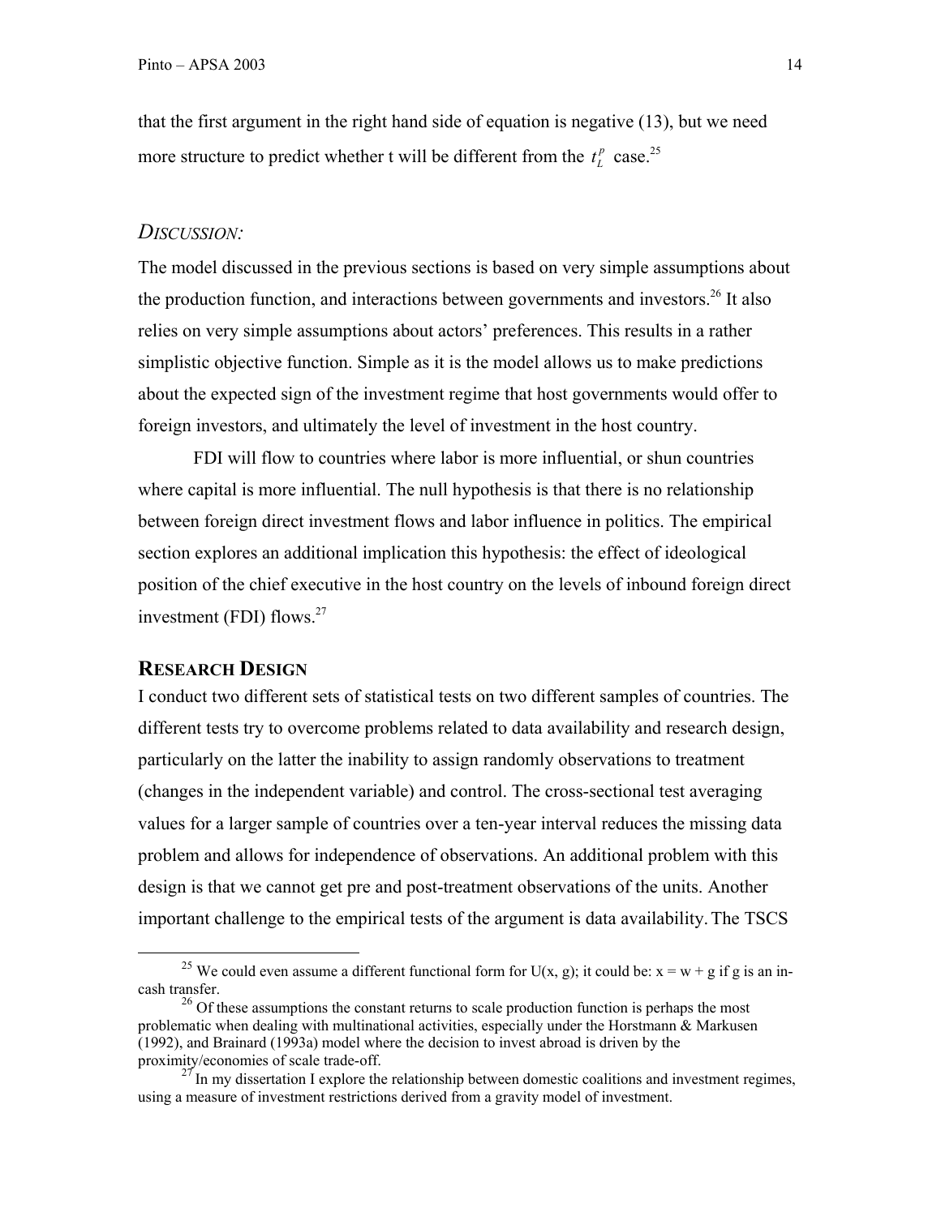that the first argument in the right hand side of equation is negative (13), but we need more structure to predict whether t will be different from the $t_L^p$ case.[25]

### *Discussion:*

The model discussed in the previous sections is based on very simple assumptions about the production function, and interactions between governments and investors.[26] It also relies on very simple assumptions about actors' preferences. This results in a rather simplistic objective function. Simple as it is the model allows us to make predictions about the expected sign of the investment regime that host governments would offer to foreign investors, and ultimately the level of investment in the host country.

FDI will flow to countries where labor is more influential, or shun countries where capital is more influential. The null hypothesis is that there is no relationship between foreign direct investment flows and labor influence in politics. The empirical section explores an additional implication this hypothesis: the effect of ideological position of the chief executive in the host country on the levels of inbound foreign direct investment (FDI) flows.[27]

## **Research Design**

I conduct two different sets of statistical tests on two different samples of countries. The different tests try to overcome problems related to data availability and research design, particularly on the latter the inability to assign randomly observations to treatment (changes in the independent variable) and control. The cross-sectional test averaging values for a larger sample of countries over a ten-year interval reduces the missing data problem and allows for independence of observations. An additional problem with this design is that we cannot get pre and post-treatment observations of the units. Another important challenge to the empirical tests of the argument is data availability. The TSCS

---

[25] We could even assume a different functional form for U(x, g); it could be: x = w + g if g is an in-cash transfer.

[26] Of these assumptions the constant returns to scale production function is perhaps the most problematic when dealing with multinational activities, especially under the Horstmann & Markusen (1992), and Brainard (1993a) model where the decision to invest abroad is driven by the proximity/economies of scale trade-off.

[27] In my dissertation I explore the relationship between domestic coalitions and investment regimes, using a measure of investment restrictions derived from a gravity model of investment.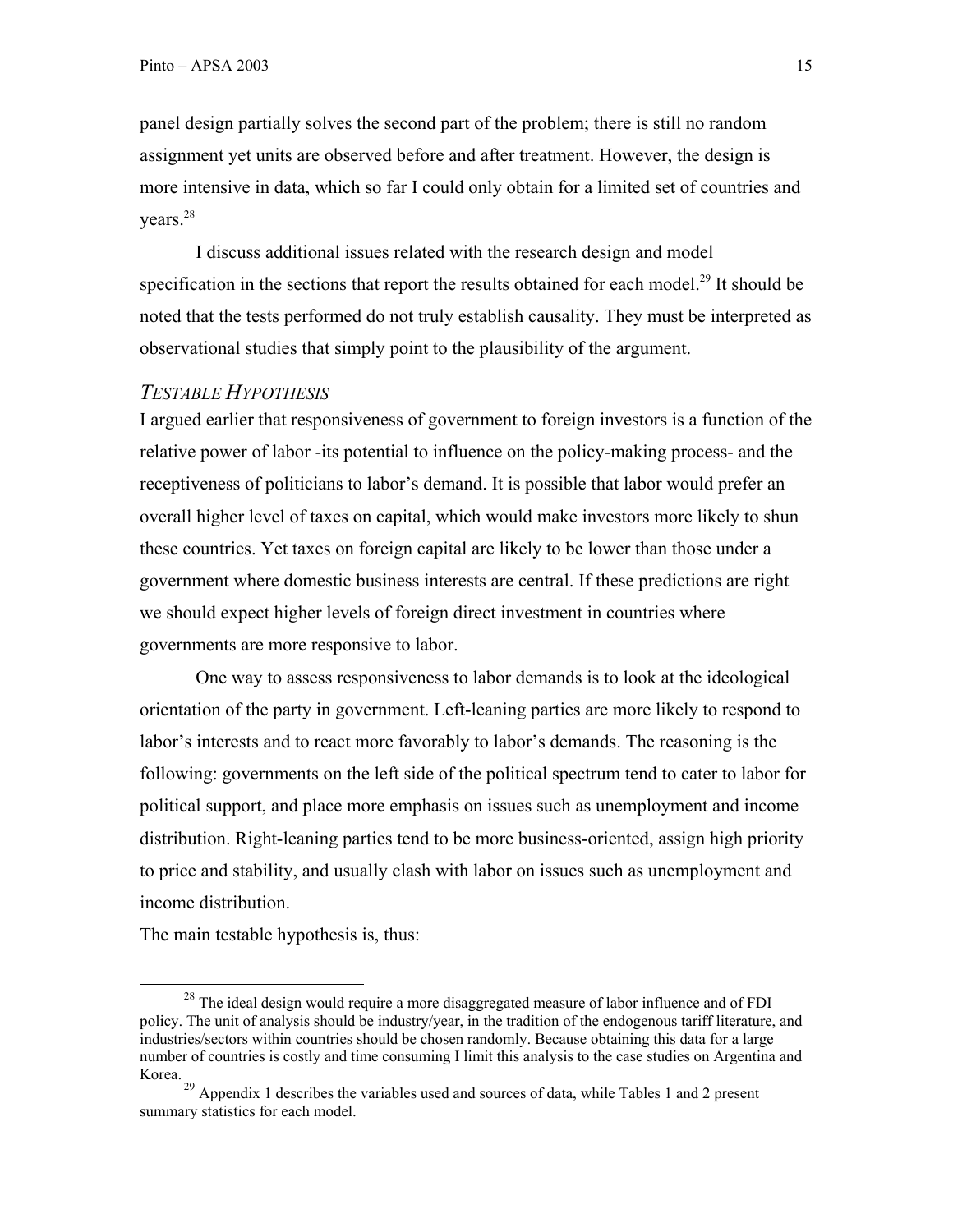panel design partially solves the second part of the problem; there is still no random assignment yet units are observed before and after treatment. However, the design is more intensive in data, which so far I could only obtain for a limited set of countries and years.[28]

I discuss additional issues related with the research design and model specification in the sections that report the results obtained for each model.[29] It should be noted that the tests performed do not truly establish causality. They must be interpreted as observational studies that simply point to the plausibility of the argument.

### *TESTABLE HYPOTHESIS*

I argued earlier that responsiveness of government to foreign investors is a function of the relative power of labor -its potential to influence on the policy-making process- and the receptiveness of politicians to labor's demand. It is possible that labor would prefer an overall higher level of taxes on capital, which would make investors more likely to shun these countries. Yet taxes on foreign capital are likely to be lower than those under a government where domestic business interests are central. If these predictions are right we should expect higher levels of foreign direct investment in countries where governments are more responsive to labor.

One way to assess responsiveness to labor demands is to look at the ideological orientation of the party in government. Left-leaning parties are more likely to respond to labor's interests and to react more favorably to labor's demands. The reasoning is the following: governments on the left side of the political spectrum tend to cater to labor for political support, and place more emphasis on issues such as unemployment and income distribution. Right-leaning parties tend to be more business-oriented, assign high priority to price and stability, and usually clash with labor on issues such as unemployment and income distribution.

The main testable hypothesis is, thus:

---

[28] The ideal design would require a more disaggregated measure of labor influence and of FDI policy. The unit of analysis should be industry/year, in the tradition of the endogenous tariff literature, and industries/sectors within countries should be chosen randomly. Because obtaining this data for a large number of countries is costly and time consuming I limit this analysis to the case studies on Argentina and Korea.

[29] Appendix 1 describes the variables used and sources of data, while Tables 1 and 2 present summary statistics for each model.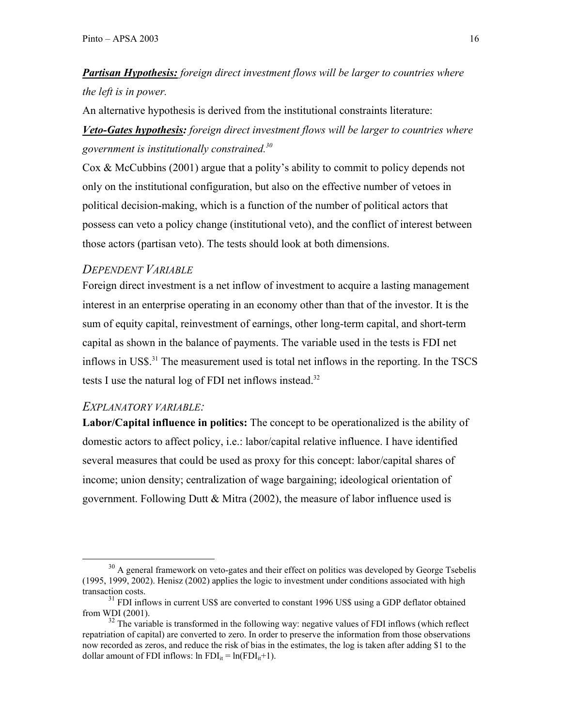***Partisan Hypothesis:*** *foreign direct investment flows will be larger to countries where the left is in power.*

An alternative hypothesis is derived from the institutional constraints literature:

***Veto-Gates hypothesis:*** *foreign direct investment flows will be larger to countries where government is institutionally constrained.*[30]

Cox & McCubbins (2001) argue that a polity's ability to commit to policy depends not only on the institutional configuration, but also on the effective number of vetoes in political decision-making, which is a function of the number of political actors that possess can veto a policy change (institutional veto), and the conflict of interest between those actors (partisan veto). The tests should look at both dimensions.

### *DEPENDENT VARIABLE*

Foreign direct investment is a net inflow of investment to acquire a lasting management interest in an enterprise operating in an economy other than that of the investor. It is the sum of equity capital, reinvestment of earnings, other long-term capital, and short-term capital as shown in the balance of payments. The variable used in the tests is FDI net inflows in US$.[31] The measurement used is total net inflows in the reporting. In the TSCS tests I use the natural log of FDI net inflows instead.[32]

### *EXPLANATORY VARIABLE:*

**Labor/Capital influence in politics:** The concept to be operationalized is the ability of domestic actors to affect policy, i.e.: labor/capital relative influence. I have identified several measures that could be used as proxy for this concept: labor/capital shares of income; union density; centralization of wage bargaining; ideological orientation of government. Following Dutt & Mitra (2002), the measure of labor influence used is

---

[30] A general framework on veto-gates and their effect on politics was developed by George Tsebelis (1995, 1999, 2002). Henisz (2002) applies the logic to investment under conditions associated with high transaction costs.

[31] FDI inflows in current US$ are converted to constant 1996 US$ using a GDP deflator obtained from WDI (2001).

[32] The variable is transformed in the following way: negative values of FDI inflows (which reflect repatriation of capital) are converted to zero. In order to preserve the information from those observations now recorded as zeros, and reduce the risk of bias in the estimates, the log is taken after adding $1 to the dollar amount of FDI inflows: $\ln FDI_{it} = \ln(FDI_{it}+1)$.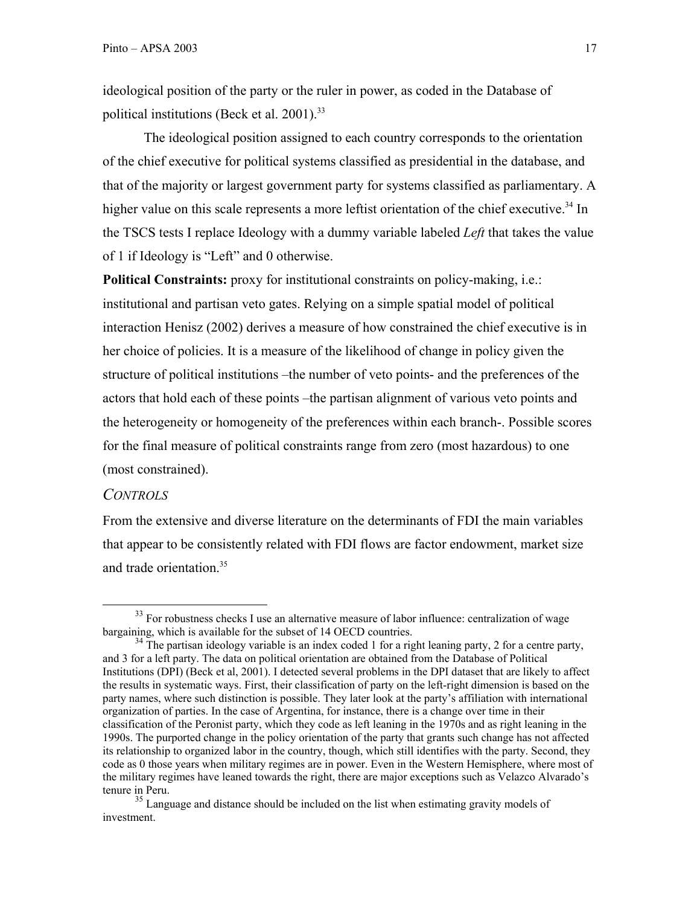ideological position of the party or the ruler in power, as coded in the Database of political institutions (Beck et al. 2001).[33]

The ideological position assigned to each country corresponds to the orientation of the chief executive for political systems classified as presidential in the database, and that of the majority or largest government party for systems classified as parliamentary. A higher value on this scale represents a more leftist orientation of the chief executive.[34] In the TSCS tests I replace Ideology with a dummy variable labeled *Left* that takes the value of 1 if Ideology is "Left" and 0 otherwise.

**Political Constraints:** proxy for institutional constraints on policy-making, i.e.: institutional and partisan veto gates. Relying on a simple spatial model of political interaction Henisz (2002) derives a measure of how constrained the chief executive is in her choice of policies. It is a measure of the likelihood of change in policy given the structure of political institutions –the number of veto points- and the preferences of the actors that hold each of these points –the partisan alignment of various veto points and the heterogeneity or homogeneity of the preferences within each branch-. Possible scores for the final measure of political constraints range from zero (most hazardous) to one (most constrained).

### *CONTROLS*

From the extensive and diverse literature on the determinants of FDI the main variables that appear to be consistently related with FDI flows are factor endowment, market size and trade orientation.[35]

---

[33] For robustness checks I use an alternative measure of labor influence: centralization of wage bargaining, which is available for the subset of 14 OECD countries.

[34] The partisan ideology variable is an index coded 1 for a right leaning party, 2 for a centre party, and 3 for a left party. The data on political orientation are obtained from the Database of Political Institutions (DPI) (Beck et al, 2001). I detected several problems in the DPI dataset that are likely to affect the results in systematic ways. First, their classification of party on the left-right dimension is based on the party names, where such distinction is possible. They later look at the party's affiliation with international organization of parties. In the case of Argentina, for instance, there is a change over time in their classification of the Peronist party, which they code as left leaning in the 1970s and as right leaning in the 1990s. The purported change in the policy orientation of the party that grants such change has not affected its relationship to organized labor in the country, though, which still identifies with the party. Second, they code as 0 those years when military regimes are in power. Even in the Western Hemisphere, where most of the military regimes have leaned towards the right, there are major exceptions such as Velazco Alvarado's tenure in Peru.

[35] Language and distance should be included on the list when estimating gravity models of investment.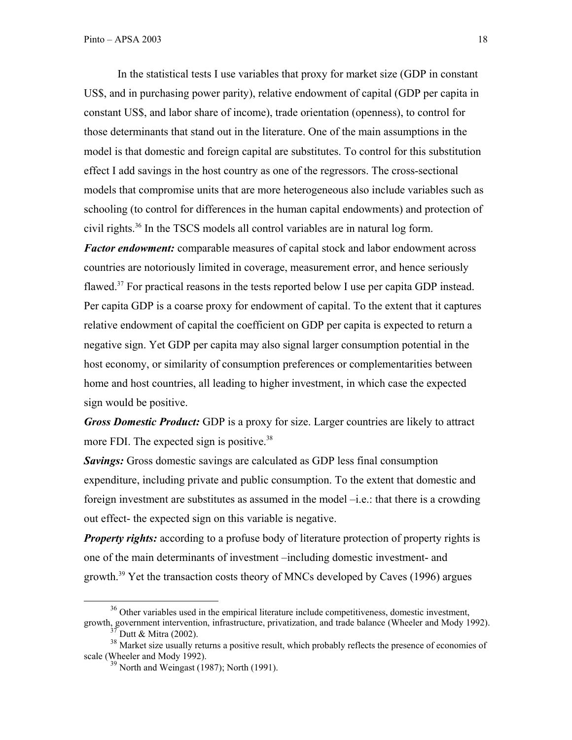In the statistical tests I use variables that proxy for market size (GDP in constant US$, and in purchasing power parity), relative endowment of capital (GDP per capita in constant US$, and labor share of income), trade orientation (openness), to control for those determinants that stand out in the literature. One of the main assumptions in the model is that domestic and foreign capital are substitutes. To control for this substitution effect I add savings in the host country as one of the regressors. The cross-sectional models that compromise units that are more heterogeneous also include variables such as schooling (to control for differences in the human capital endowments) and protection of civil rights.[36] In the TSCS models all control variables are in natural log form.

***Factor endowment:*** comparable measures of capital stock and labor endowment across countries are notoriously limited in coverage, measurement error, and hence seriously flawed.[37] For practical reasons in the tests reported below I use per capita GDP instead. Per capita GDP is a coarse proxy for endowment of capital. To the extent that it captures relative endowment of capital the coefficient on GDP per capita is expected to return a negative sign. Yet GDP per capita may also signal larger consumption potential in the host economy, or similarity of consumption preferences or complementarities between home and host countries, all leading to higher investment, in which case the expected sign would be positive.

***Gross Domestic Product:*** GDP is a proxy for size. Larger countries are likely to attract more FDI. The expected sign is positive.[38]

***Savings:*** Gross domestic savings are calculated as GDP less final consumption expenditure, including private and public consumption. To the extent that domestic and foreign investment are substitutes as assumed in the model –i.e.: that there is a crowding out effect- the expected sign on this variable is negative.

***Property rights:*** according to a profuse body of literature protection of property rights is one of the main determinants of investment –including domestic investment- and growth.[39] Yet the transaction costs theory of MNCs developed by Caves (1996) argues

---

[36] Other variables used in the empirical literature include competitiveness, domestic investment, growth, government intervention, infrastructure, privatization, and trade balance (Wheeler and Mody 1992).

[37] Dutt & Mitra (2002).

[38] Market size usually returns a positive result, which probably reflects the presence of economies of scale (Wheeler and Mody 1992).

[39] North and Weingast (1987); North (1991).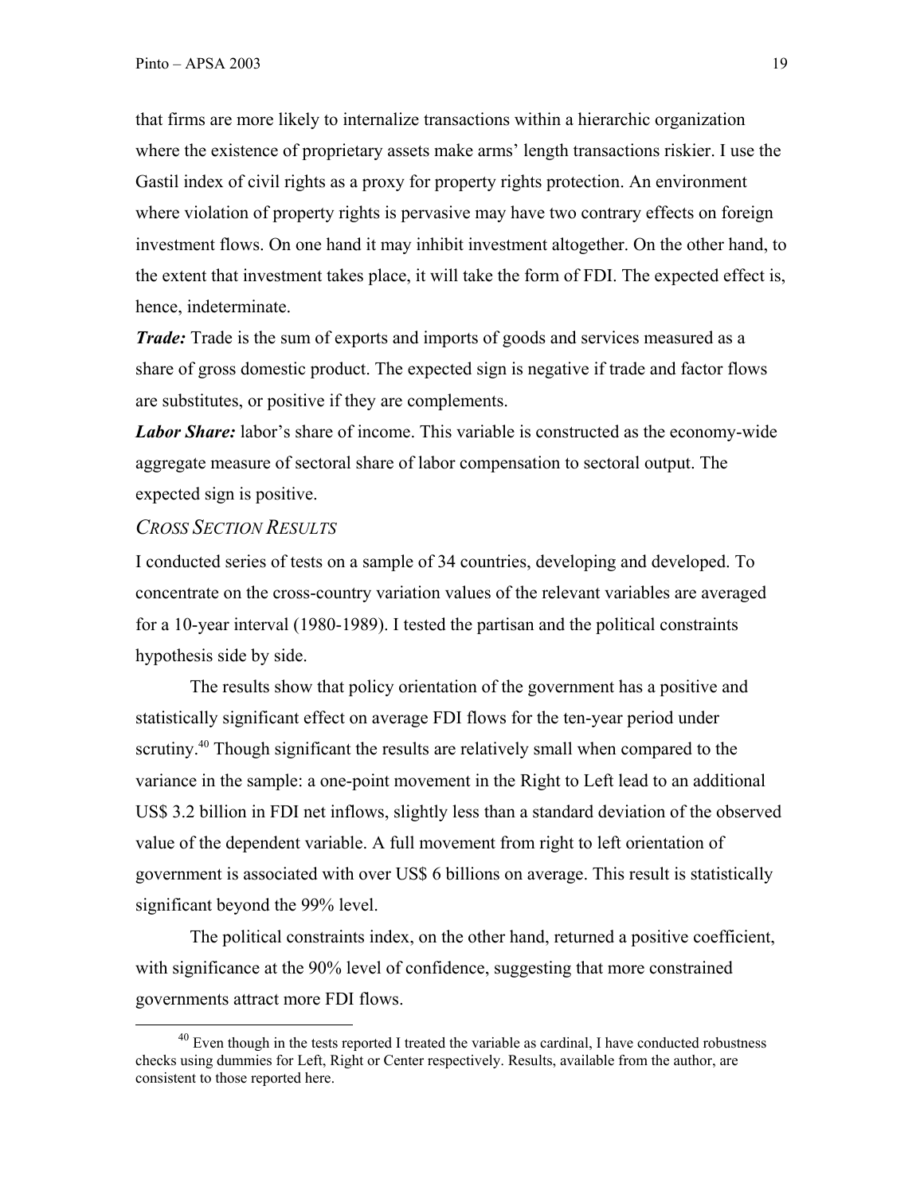that firms are more likely to internalize transactions within a hierarchic organization where the existence of proprietary assets make arms' length transactions riskier. I use the Gastil index of civil rights as a proxy for property rights protection. An environment where violation of property rights is pervasive may have two contrary effects on foreign investment flows. On one hand it may inhibit investment altogether. On the other hand, to the extent that investment takes place, it will take the form of FDI. The expected effect is, hence, indeterminate.

***Trade:*** Trade is the sum of exports and imports of goods and services measured as a share of gross domestic product. The expected sign is negative if trade and factor flows are substitutes, or positive if they are complements.

***Labor Share:*** labor's share of income. This variable is constructed as the economy-wide aggregate measure of sectoral share of labor compensation to sectoral output. The expected sign is positive.

### *Cross Section Results*

I conducted series of tests on a sample of 34 countries, developing and developed. To concentrate on the cross-country variation values of the relevant variables are averaged for a 10-year interval (1980-1989). I tested the partisan and the political constraints hypothesis side by side.

The results show that policy orientation of the government has a positive and statistically significant effect on average FDI flows for the ten-year period under scrutiny.[40] Though significant the results are relatively small when compared to the variance in the sample: a one-point movement in the Right to Left lead to an additional US$ 3.2 billion in FDI net inflows, slightly less than a standard deviation of the observed value of the dependent variable. A full movement from right to left orientation of government is associated with over US$ 6 billions on average. This result is statistically significant beyond the 99% level.

The political constraints index, on the other hand, returned a positive coefficient, with significance at the 90% level of confidence, suggesting that more constrained governments attract more FDI flows.

[40] Even though in the tests reported I treated the variable as cardinal, I have conducted robustness checks using dummies for Left, Right or Center respectively. Results, available from the author, are consistent to those reported here.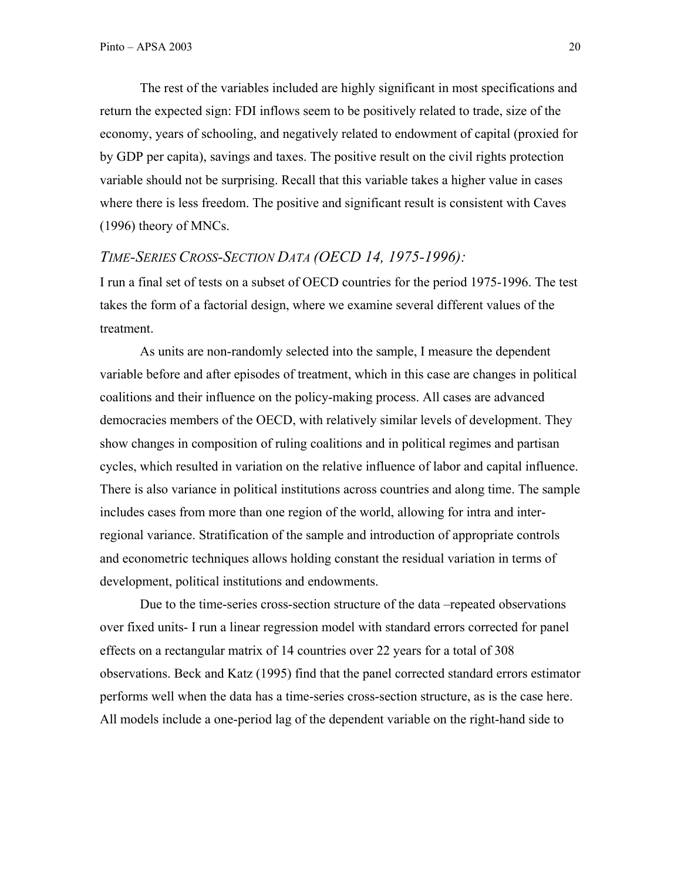The rest of the variables included are highly significant in most specifications and return the expected sign: FDI inflows seem to be positively related to trade, size of the economy, years of schooling, and negatively related to endowment of capital (proxied for by GDP per capita), savings and taxes. The positive result on the civil rights protection variable should not be surprising. Recall that this variable takes a higher value in cases where there is less freedom. The positive and significant result is consistent with Caves (1996) theory of MNCs.

### *Time-Series Cross-Section Data (OECD 14, 1975-1996):*

I run a final set of tests on a subset of OECD countries for the period 1975-1996. The test takes the form of a factorial design, where we examine several different values of the treatment.

As units are non-randomly selected into the sample, I measure the dependent variable before and after episodes of treatment, which in this case are changes in political coalitions and their influence on the policy-making process. All cases are advanced democracies members of the OECD, with relatively similar levels of development. They show changes in composition of ruling coalitions and in political regimes and partisan cycles, which resulted in variation on the relative influence of labor and capital influence. There is also variance in political institutions across countries and along time. The sample includes cases from more than one region of the world, allowing for intra and inter-regional variance. Stratification of the sample and introduction of appropriate controls and econometric techniques allows holding constant the residual variation in terms of development, political institutions and endowments.

Due to the time-series cross-section structure of the data –repeated observations over fixed units- I run a linear regression model with standard errors corrected for panel effects on a rectangular matrix of 14 countries over 22 years for a total of 308 observations. Beck and Katz (1995) find that the panel corrected standard errors estimator performs well when the data has a time-series cross-section structure, as is the case here. All models include a one-period lag of the dependent variable on the right-hand side to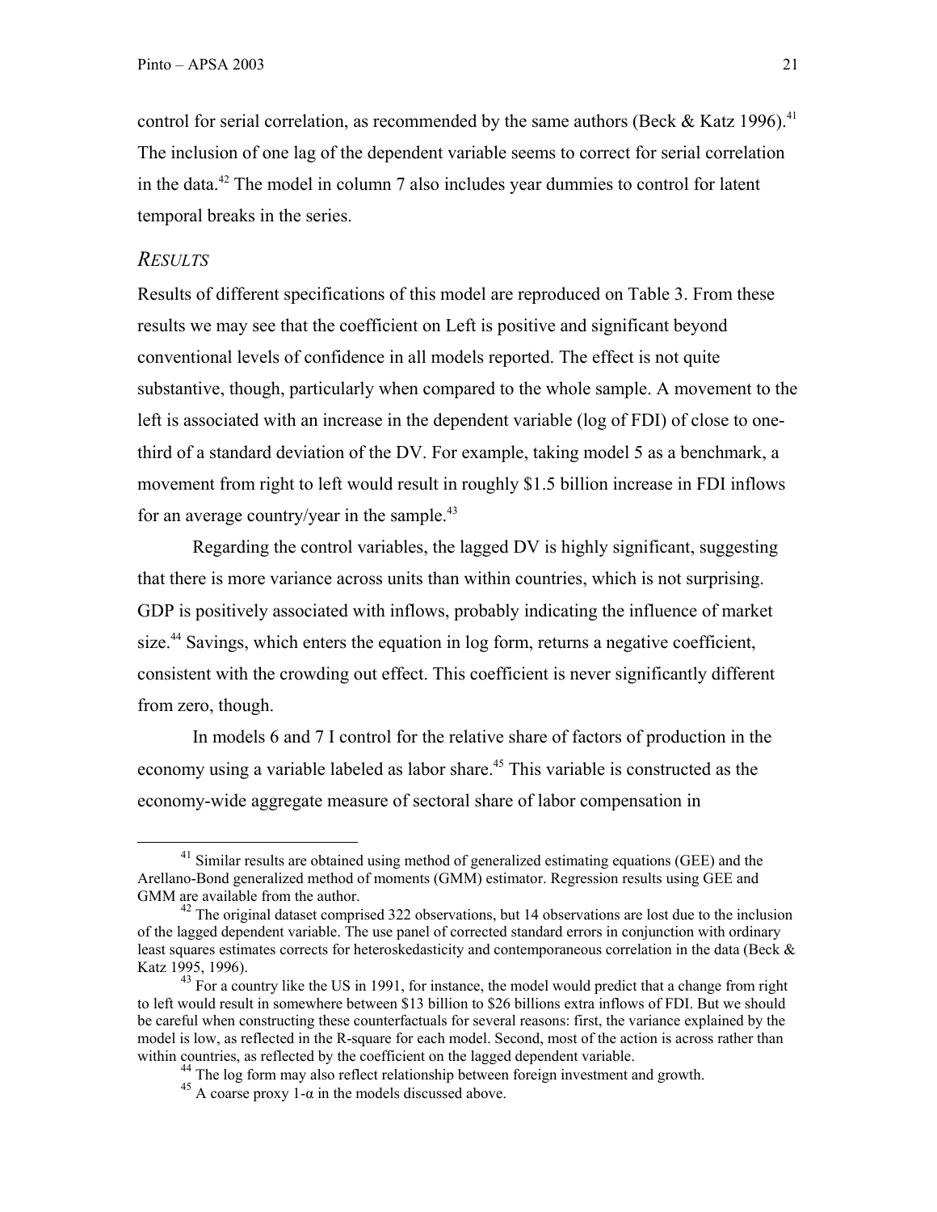control for serial correlation, as recommended by the same authors (Beck & Katz 1996).[41] The inclusion of one lag of the dependent variable seems to correct for serial correlation in the data.[42] The model in column 7 also includes year dummies to control for latent temporal breaks in the series.

### *RESULTS*

Results of different specifications of this model are reproduced on Table 3. From these results we may see that the coefficient on Left is positive and significant beyond conventional levels of confidence in all models reported. The effect is not quite substantive, though, particularly when compared to the whole sample. A movement to the left is associated with an increase in the dependent variable (log of FDI) of close to one-third of a standard deviation of the DV. For example, taking model 5 as a benchmark, a movement from right to left would result in roughly $1.5 billion increase in FDI inflows for an average country/year in the sample.[43]

Regarding the control variables, the lagged DV is highly significant, suggesting that there is more variance across units than within countries, which is not surprising. GDP is positively associated with inflows, probably indicating the influence of market size.[44] Savings, which enters the equation in log form, returns a negative coefficient, consistent with the crowding out effect. This coefficient is never significantly different from zero, though.

In models 6 and 7 I control for the relative share of factors of production in the economy using a variable labeled as labor share.[45] This variable is constructed as the economy-wide aggregate measure of sectoral share of labor compensation in

---

[41] Similar results are obtained using method of generalized estimating equations (GEE) and the Arellano-Bond generalized method of moments (GMM) estimator. Regression results using GEE and GMM are available from the author.

[42] The original dataset comprised 322 observations, but 14 observations are lost due to the inclusion of the lagged dependent variable. The use panel of corrected standard errors in conjunction with ordinary least squares estimates corrects for heteroskedasticity and contemporaneous correlation in the data (Beck & Katz 1995, 1996).

[43] For a country like the US in 1991, for instance, the model would predict that a change from right to left would result in somewhere between $13 billion to $26 billions extra inflows of FDI. But we should be careful when constructing these counterfactuals for several reasons: first, the variance explained by the model is low, as reflected in the R-square for each model. Second, most of the action is across rather than within countries, as reflected by the coefficient on the lagged dependent variable.

[44] The log form may also reflect relationship between foreign investment and growth.

[45] A coarse proxy $1\text{-}\alpha$ in the models discussed above.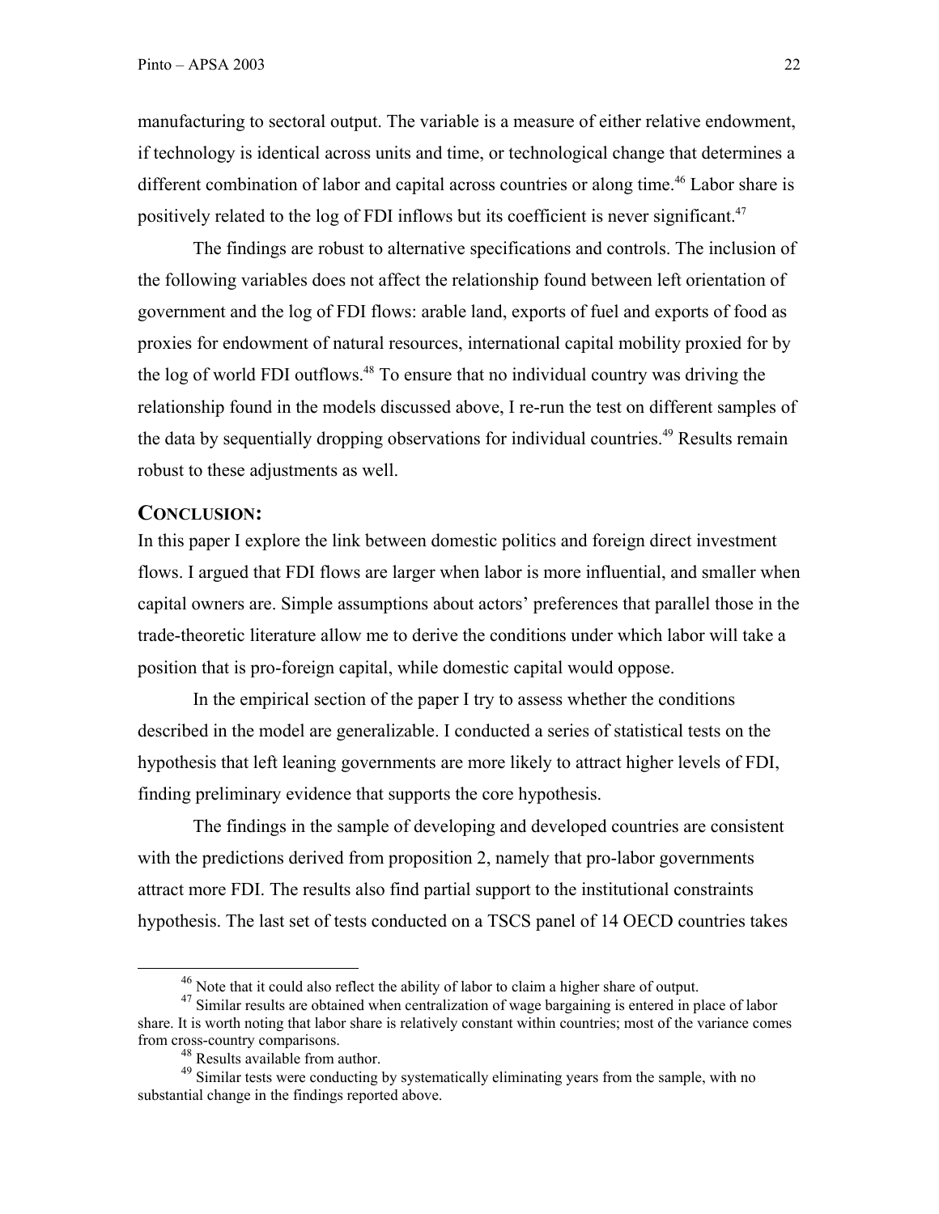manufacturing to sectoral output. The variable is a measure of either relative endowment, if technology is identical across units and time, or technological change that determines a different combination of labor and capital across countries or along time.[46] Labor share is positively related to the log of FDI inflows but its coefficient is never significant.[47]

The findings are robust to alternative specifications and controls. The inclusion of the following variables does not affect the relationship found between left orientation of government and the log of FDI flows: arable land, exports of fuel and exports of food as proxies for endowment of natural resources, international capital mobility proxied for by the log of world FDI outflows.[48] To ensure that no individual country was driving the relationship found in the models discussed above, I re-run the test on different samples of the data by sequentially dropping observations for individual countries.[49] Results remain robust to these adjustments as well.

## CONCLUSION:

In this paper I explore the link between domestic politics and foreign direct investment flows. I argued that FDI flows are larger when labor is more influential, and smaller when capital owners are. Simple assumptions about actors' preferences that parallel those in the trade-theoretic literature allow me to derive the conditions under which labor will take a position that is pro-foreign capital, while domestic capital would oppose.

In the empirical section of the paper I try to assess whether the conditions described in the model are generalizable. I conducted a series of statistical tests on the hypothesis that left leaning governments are more likely to attract higher levels of FDI, finding preliminary evidence that supports the core hypothesis.

The findings in the sample of developing and developed countries are consistent with the predictions derived from proposition 2, namely that pro-labor governments attract more FDI. The results also find partial support to the institutional constraints hypothesis. The last set of tests conducted on a TSCS panel of 14 OECD countries takes

---

[46] Note that it could also reflect the ability of labor to claim a higher share of output.

[47] Similar results are obtained when centralization of wage bargaining is entered in place of labor share. It is worth noting that labor share is relatively constant within countries; most of the variance comes from cross-country comparisons.

[48] Results available from author.

[49] Similar tests were conducting by systematically eliminating years from the sample, with no substantial change in the findings reported above.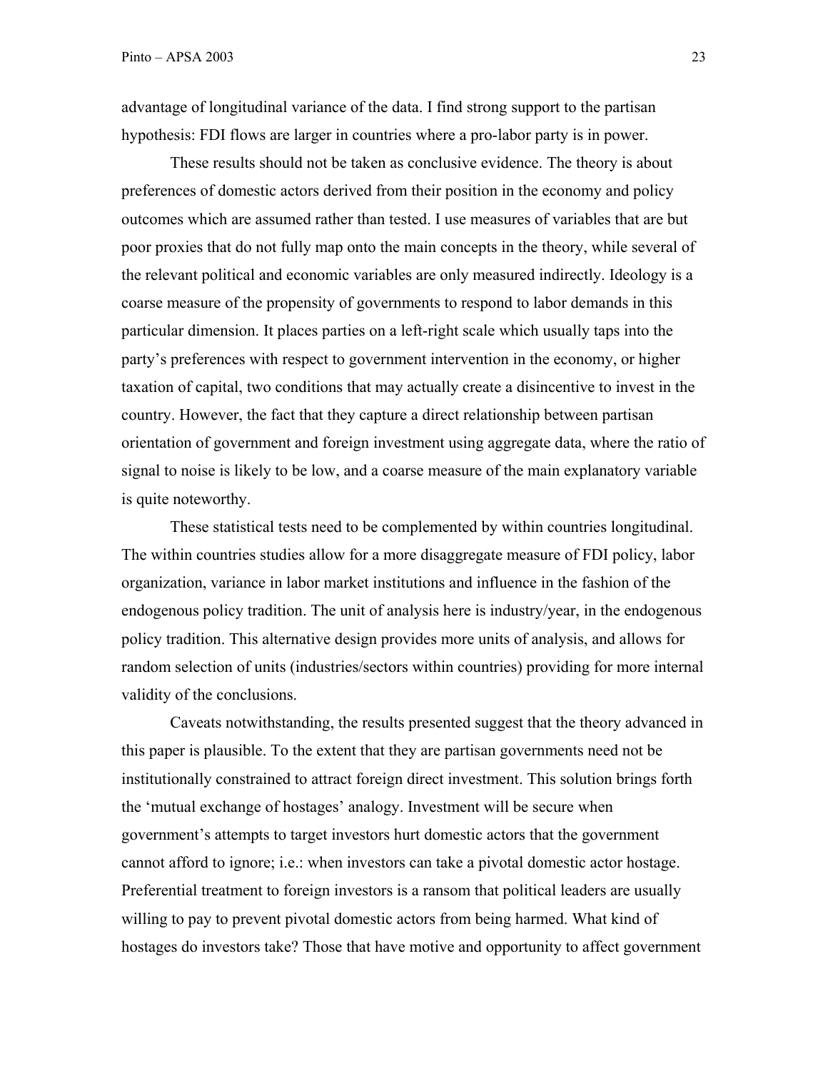advantage of longitudinal variance of the data. I find strong support to the partisan hypothesis: FDI flows are larger in countries where a pro-labor party is in power.

These results should not be taken as conclusive evidence. The theory is about preferences of domestic actors derived from their position in the economy and policy outcomes which are assumed rather than tested. I use measures of variables that are but poor proxies that do not fully map onto the main concepts in the theory, while several of the relevant political and economic variables are only measured indirectly. Ideology is a coarse measure of the propensity of governments to respond to labor demands in this particular dimension. It places parties on a left-right scale which usually taps into the party's preferences with respect to government intervention in the economy, or higher taxation of capital, two conditions that may actually create a disincentive to invest in the country. However, the fact that they capture a direct relationship between partisan orientation of government and foreign investment using aggregate data, where the ratio of signal to noise is likely to be low, and a coarse measure of the main explanatory variable is quite noteworthy.

These statistical tests need to be complemented by within countries longitudinal. The within countries studies allow for a more disaggregate measure of FDI policy, labor organization, variance in labor market institutions and influence in the fashion of the endogenous policy tradition. The unit of analysis here is industry/year, in the endogenous policy tradition. This alternative design provides more units of analysis, and allows for random selection of units (industries/sectors within countries) providing for more internal validity of the conclusions.

Caveats notwithstanding, the results presented suggest that the theory advanced in this paper is plausible. To the extent that they are partisan governments need not be institutionally constrained to attract foreign direct investment. This solution brings forth the 'mutual exchange of hostages' analogy. Investment will be secure when government's attempts to target investors hurt domestic actors that the government cannot afford to ignore; i.e.: when investors can take a pivotal domestic actor hostage. Preferential treatment to foreign investors is a ransom that political leaders are usually willing to pay to prevent pivotal domestic actors from being harmed. What kind of hostages do investors take? Those that have motive and opportunity to affect government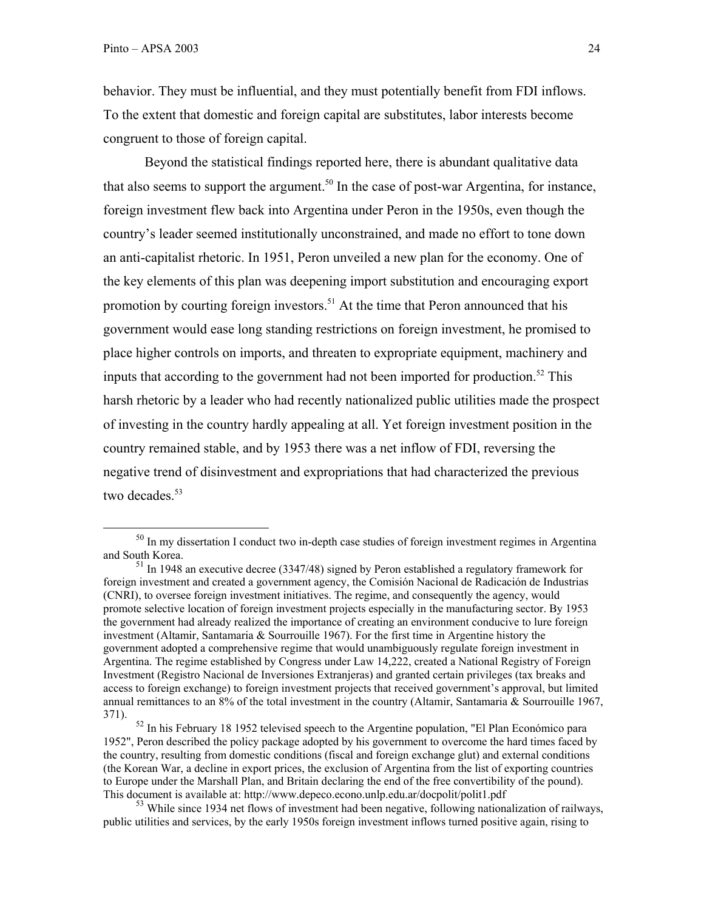behavior. They must be influential, and they must potentially benefit from FDI inflows. To the extent that domestic and foreign capital are substitutes, labor interests become congruent to those of foreign capital.

Beyond the statistical findings reported here, there is abundant qualitative data that also seems to support the argument.[50] In the case of post-war Argentina, for instance, foreign investment flew back into Argentina under Peron in the 1950s, even though the country's leader seemed institutionally unconstrained, and made no effort to tone down an anti-capitalist rhetoric. In 1951, Peron unveiled a new plan for the economy. One of the key elements of this plan was deepening import substitution and encouraging export promotion by courting foreign investors.[51] At the time that Peron announced that his government would ease long standing restrictions on foreign investment, he promised to place higher controls on imports, and threaten to expropriate equipment, machinery and inputs that according to the government had not been imported for production.[52] This harsh rhetoric by a leader who had recently nationalized public utilities made the prospect of investing in the country hardly appealing at all. Yet foreign investment position in the country remained stable, and by 1953 there was a net inflow of FDI, reversing the negative trend of disinvestment and expropriations that had characterized the previous two decades.[53]

---

[50] In my dissertation I conduct two in-depth case studies of foreign investment regimes in Argentina and South Korea.

[51] In 1948 an executive decree (3347/48) signed by Peron established a regulatory framework for foreign investment and created a government agency, the Comisión Nacional de Radicación de Industrias (CNRI), to oversee foreign investment initiatives. The regime, and consequently the agency, would promote selective location of foreign investment projects especially in the manufacturing sector. By 1953 the government had already realized the importance of creating an environment conducive to lure foreign investment (Altamir, Santamaria & Sourrouille 1967). For the first time in Argentine history the government adopted a comprehensive regime that would unambiguously regulate foreign investment in Argentina. The regime established by Congress under Law 14,222, created a National Registry of Foreign Investment (Registro Nacional de Inversiones Extranjeras) and granted certain privileges (tax breaks and access to foreign exchange) to foreign investment projects that received government's approval, but limited annual remittances to an 8% of the total investment in the country (Altamir, Santamaria & Sourrouille 1967, 371).

[52] In his February 18 1952 televised speech to the Argentine population, "El Plan Económico para 1952", Peron described the policy package adopted by his government to overcome the hard times faced by the country, resulting from domestic conditions (fiscal and foreign exchange glut) and external conditions (the Korean War, a decline in export prices, the exclusion of Argentina from the list of exporting countries to Europe under the Marshall Plan, and Britain declaring the end of the free convertibility of the pound). This document is available at: http://www.depeco.econo.unlp.edu.ar/docpolit/polit1.pdf

[53] While since 1934 net flows of investment had been negative, following nationalization of railways, public utilities and services, by the early 1950s foreign investment inflows turned positive again, rising to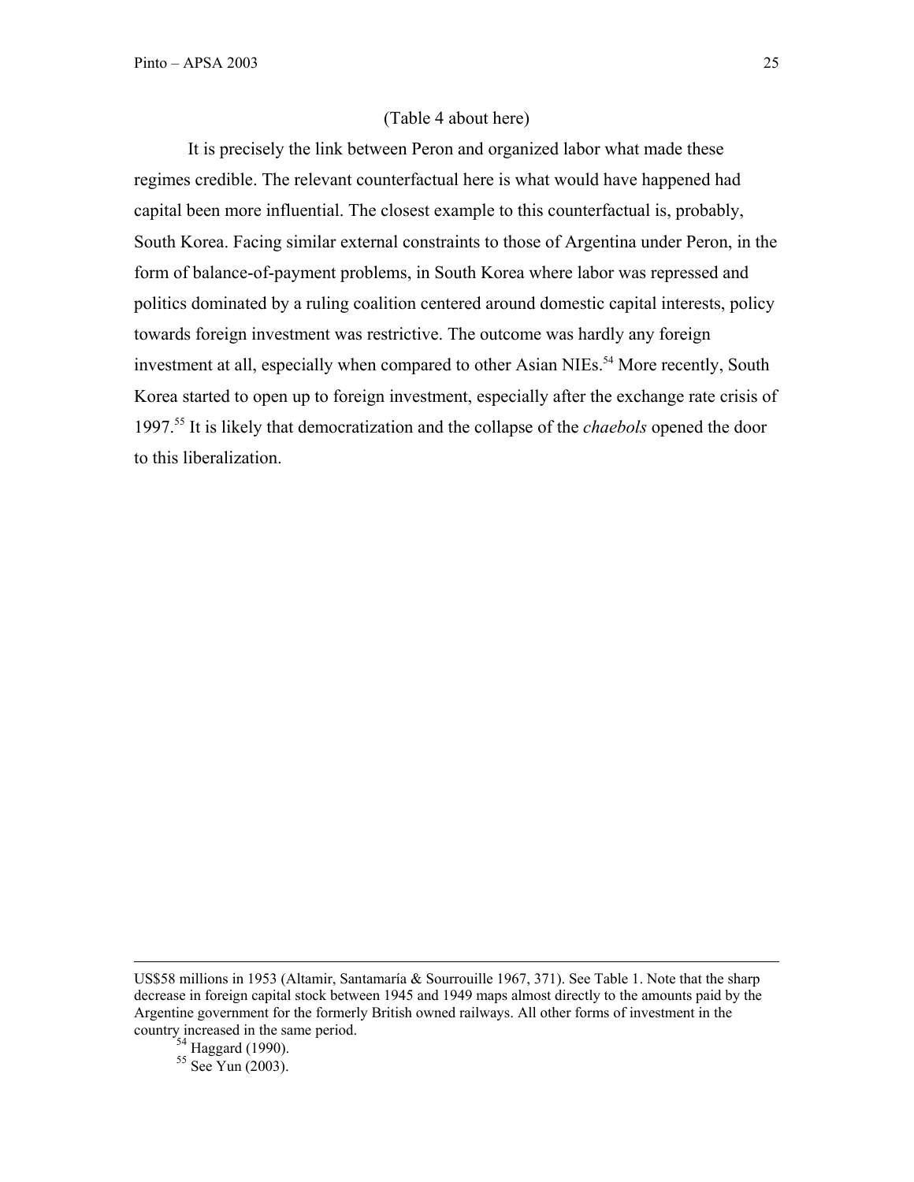(Table 4 about here)

It is precisely the link between Peron and organized labor what made these regimes credible. The relevant counterfactual here is what would have happened had capital been more influential. The closest example to this counterfactual is, probably, South Korea. Facing similar external constraints to those of Argentina under Peron, in the form of balance-of-payment problems, in South Korea where labor was repressed and politics dominated by a ruling coalition centered around domestic capital interests, policy towards foreign investment was restrictive. The outcome was hardly any foreign investment at all, especially when compared to other Asian NIEs.[54] More recently, South Korea started to open up to foreign investment, especially after the exchange rate crisis of 1997.[55] It is likely that democratization and the collapse of the *chaebols* opened the door to this liberalization.

---

US$58 millions in 1953 (Altamir, Santamaría & Sourrouille 1967, 371). See Table 1. Note that the sharp decrease in foreign capital stock between 1945 and 1949 maps almost directly to the amounts paid by the Argentine government for the formerly British owned railways. All other forms of investment in the country increased in the same period.

[54] Haggard (1990).

[55] See Yun (2003).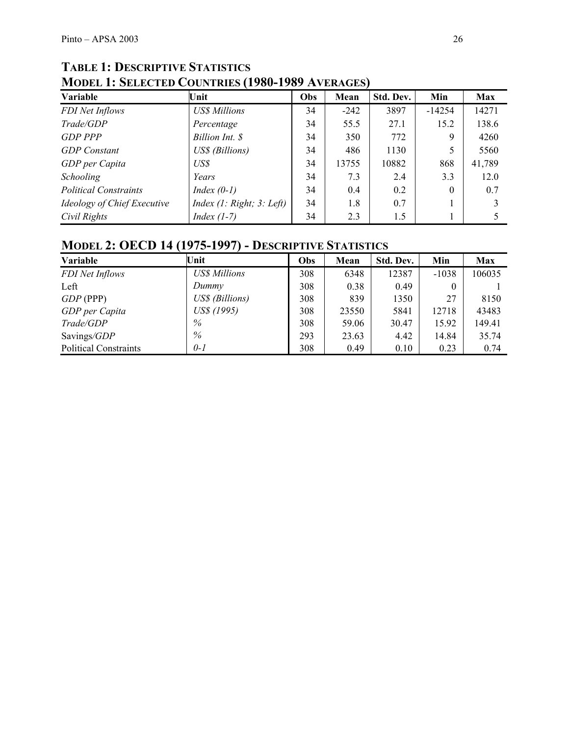## TABLE 1: DESCRIPTIVE STATISTICS

### MODEL 1: SELECTED COUNTRIES (1980-1989 AVERAGES)

| Variable | Unit | Obs | Mean | Std. Dev. | Min | Max |
|---|---|---|---|---|---|---|
| *FDI Net Inflows* | *US$ Millions* | 34 | -242 | 3897 | -14254 | 14271 |
| *Trade/GDP* | *Percentage* | 34 | 55.5 | 27.1 | 15.2 | 138.6 |
| *GDP PPP* | *Billion Int. $* | 34 | 350 | 772 | 9 | 4260 |
| *GDP Constant* | *US$ (Billions)* | 34 | 486 | 1130 | 5 | 5560 |
| *GDP per Capita* | *US$* | 34 | 13755 | 10882 | 868 | 41,789 |
| *Schooling* | *Years* | 34 | 7.3 | 2.4 | 3.3 | 12.0 |
| *Political Constraints* | *Index (0-1)* | 34 | 0.4 | 0.2 | 0 | 0.7 |
| *Ideology of Chief Executive* | *Index (1: Right; 3: Left)* | 34 | 1.8 | 0.7 | 1 | 3 |
| *Civil Rights* | *Index (1-7)* | 34 | 2.3 | 1.5 | 1 | 5 |

## MODEL 2: OECD 14 (1975-1997) - DESCRIPTIVE STATISTICS

| Variable | Unit | Obs | Mean | Std. Dev. | Min | Max |
|---|---|---|---|---|---|---|
| *FDI Net Inflows* | *US$ Millions* | 308 | 6348 | 12387 | -1038 | 106035 |
| Left | *Dummy* | 308 | 0.38 | 0.49 | 0 | 1 |
| *GDP* (PPP) | *US$ (Billions)* | 308 | 839 | 1350 | 27 | 8150 |
| *GDP per Capita* | *US$ (1995)* | 308 | 23550 | 5841 | 12718 | 43483 |
| *Trade/GDP* | *%* | 308 | 59.06 | 30.47 | 15.92 | 149.41 |
| Savings/*GDP* | *%* | 293 | 23.63 | 4.42 | 14.84 | 35.74 |
| Political Constraints | *0-1* | 308 | 0.49 | 0.10 | 0.23 | 0.74 |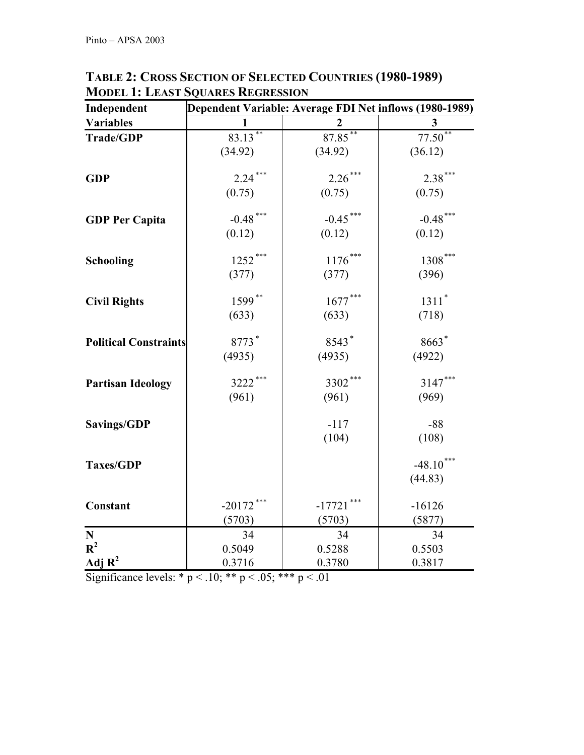**TABLE 2: CROSS SECTION OF SELECTED COUNTRIES (1980-1989)**
**MODEL 1: LEAST SQUARES REGRESSION**

| Independent Variables | Dependent Variable: Average FDI Net inflows (1980-1989) | | |
|---|---|---|---|
| | 1 | 2 | 3 |
| **Trade/GDP** | 83.13** | 87.85** | 77.50** |
| | (34.92) | (34.92) | (36.12) |
| **GDP** | 2.24*** | 2.26*** | 2.38*** |
| | (0.75) | (0.75) | (0.75) |
| **GDP Per Capita** | -0.48*** | -0.45*** | -0.48*** |
| | (0.12) | (0.12) | (0.12) |
| **Schooling** | 1252*** | 1176*** | 1308*** |
| | (377) | (377) | (396) |
| **Civil Rights** | 1599** | 1677*** | 1311* |
| | (633) | (633) | (718) |
| **Political Constraints** | 8773* | 8543* | 8663* |
| | (4935) | (4935) | (4922) |
| **Partisan Ideology** | 3222*** | 3302*** | 3147*** |
| | (961) | (961) | (969) |
| **Savings/GDP** | | -117 | -88 |
| | | (104) | (108) |
| **Taxes/GDP** | | | -48.10*** |
| | | | (44.83) |
| **Constant** | -20172*** | -17721*** | -16126 |
| | (5703) | (5703) | (5877) |
| **N** | 34 | 34 | 34 |
| **$R^2$** | 0.5049 | 0.5288 | 0.5503 |
| **Adj $R^2$** | 0.3716 | 0.3780 | 0.3817 |

Significance levels: * $p < .10$; ** $p < .05$; *** $p < .01$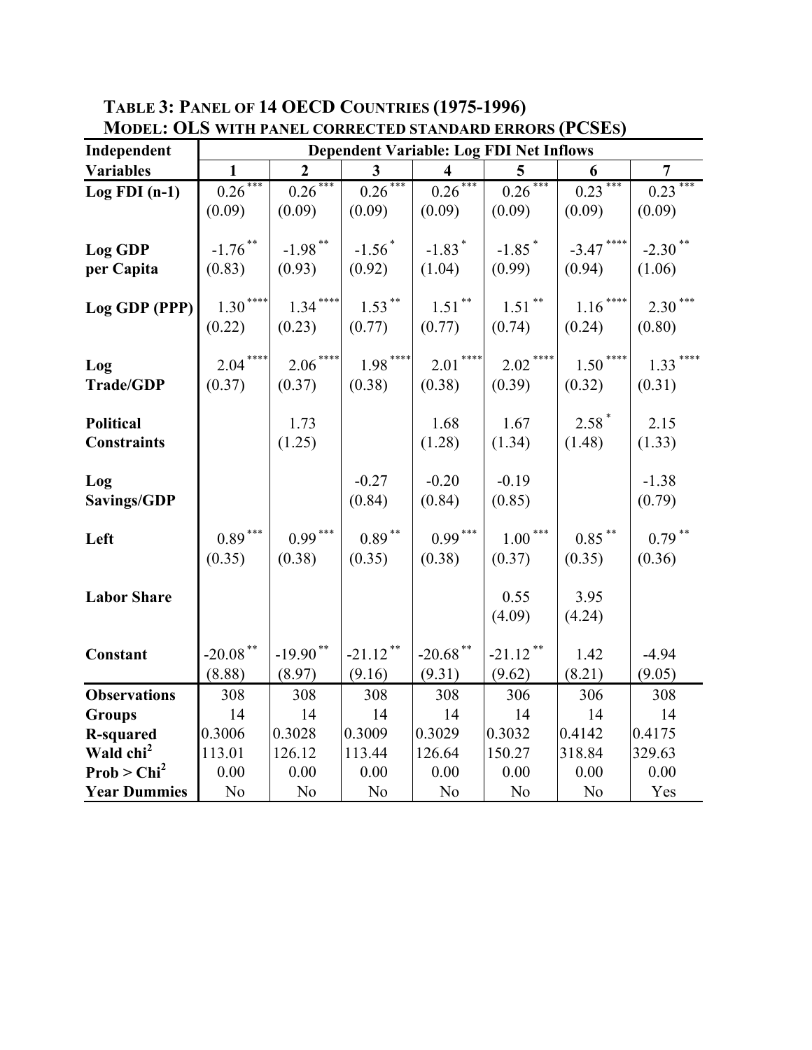**TABLE 3: PANEL OF 14 OECD COUNTRIES (1975-1996)**
**MODEL: OLS WITH PANEL CORRECTED STANDARD ERRORS (PCSES)**

| Independent Variables | Dependent Variable: Log FDI Net Inflows | | | | | | |
|---|---|---|---|---|---|---|---|
| | 1 | 2 | 3 | 4 | 5 | 6 | 7 |
| Log FDI (n-1) | 0.26*** | 0.26*** | 0.26*** | 0.26*** | 0.26*** | 0.23*** | 0.23*** |
| | (0.09) | (0.09) | (0.09) | (0.09) | (0.09) | (0.09) | (0.09) |
| Log GDP per Capita | -1.76** | -1.98** | -1.56* | -1.83* | -1.85* | -3.47**** | -2.30** |
| | (0.83) | (0.93) | (0.92) | (1.04) | (0.99) | (0.94) | (1.06) |
| Log GDP (PPP) | 1.30**** | 1.34**** | 1.53** | 1.51** | 1.51** | 1.16**** | 2.30*** |
| | (0.22) | (0.23) | (0.77) | (0.77) | (0.74) | (0.24) | (0.80) |
| Log Trade/GDP | 2.04**** | 2.06**** | 1.98**** | 2.01**** | 2.02**** | 1.50**** | 1.33**** |
| | (0.37) | (0.37) | (0.38) | (0.38) | (0.39) | (0.32) | (0.31) |
| Political Constraints | | 1.73 | | 1.68 | 1.67 | 2.58* | 2.15 |
| | | (1.25) | | (1.28) | (1.34) | (1.48) | (1.33) |
| Log Savings/GDP | | | -0.27 | -0.20 | -0.19 | | -1.38 |
| | | | (0.84) | (0.84) | (0.85) | | (0.79) |
| Left | 0.89*** | 0.99*** | 0.89** | 0.99*** | 1.00*** | 0.85** | 0.79** |
| | (0.35) | (0.38) | (0.35) | (0.38) | (0.37) | (0.35) | (0.36) |
| Labor Share | | | | | 0.55 | 3.95 | |
| | | | | | (4.09) | (4.24) | |
| Constant | -20.08** | -19.90** | -21.12** | -20.68** | -21.12** | 1.42 | -4.94 |
| | (8.88) | (8.97) | (9.16) | (9.31) | (9.62) | (8.21) | (9.05) |
| Observations | 308 | 308 | 308 | 308 | 306 | 306 | 308 |
| Groups | 14 | 14 | 14 | 14 | 14 | 14 | 14 |
| R-squared | 0.3006 | 0.3028 | 0.3009 | 0.3029 | 0.3032 | 0.4142 | 0.4175 |
| Wald $chi^2$ | 113.01 | 126.12 | 113.44 | 126.64 | 150.27 | 318.84 | 329.63 |
| Prob > $Chi^2$ | 0.00 | 0.00 | 0.00 | 0.00 | 0.00 | 0.00 | 0.00 |
| Year Dummies | No | No | No | No | No | No | Yes |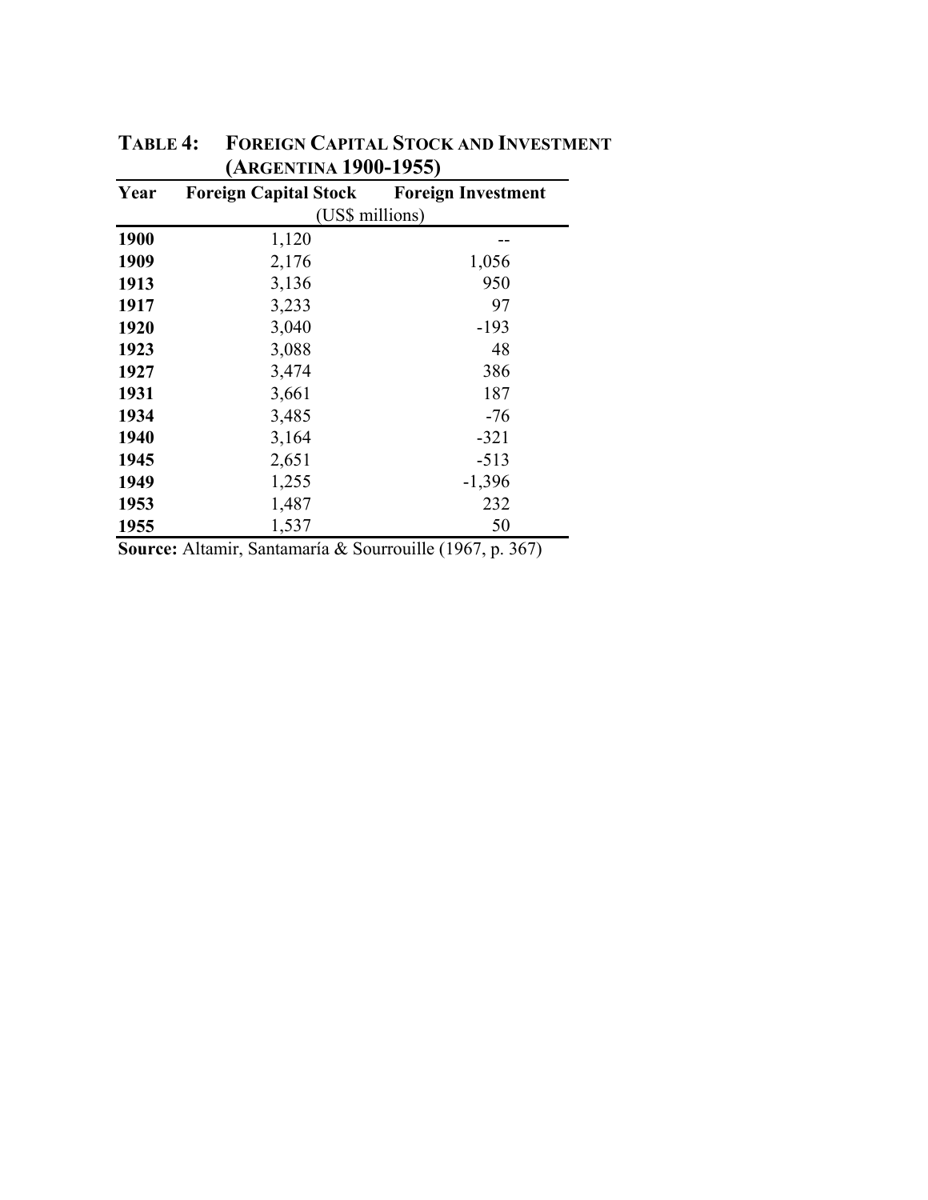**TABLE 4: FOREIGN CAPITAL STOCK AND INVESTMENT (ARGENTINA 1900-1955)**

| Year | Foreign Capital Stock | Foreign Investment |
|---|---|---|
| | (US$ millions) | |
| **1900** | 1,120 | -- |
| **1909** | 2,176 | 1,056 |
| **1913** | 3,136 | 950 |
| **1917** | 3,233 | 97 |
| **1920** | 3,040 | -193 |
| **1923** | 3,088 | 48 |
| **1927** | 3,474 | 386 |
| **1931** | 3,661 | 187 |
| **1934** | 3,485 | -76 |
| **1940** | 3,164 | -321 |
| **1945** | 2,651 | -513 |
| **1949** | 1,255 | -1,396 |
| **1953** | 1,487 | 232 |
| **1955** | 1,537 | 50 |

**Source:** Altamir, Santamaría & Sourrouille (1967, p. 367)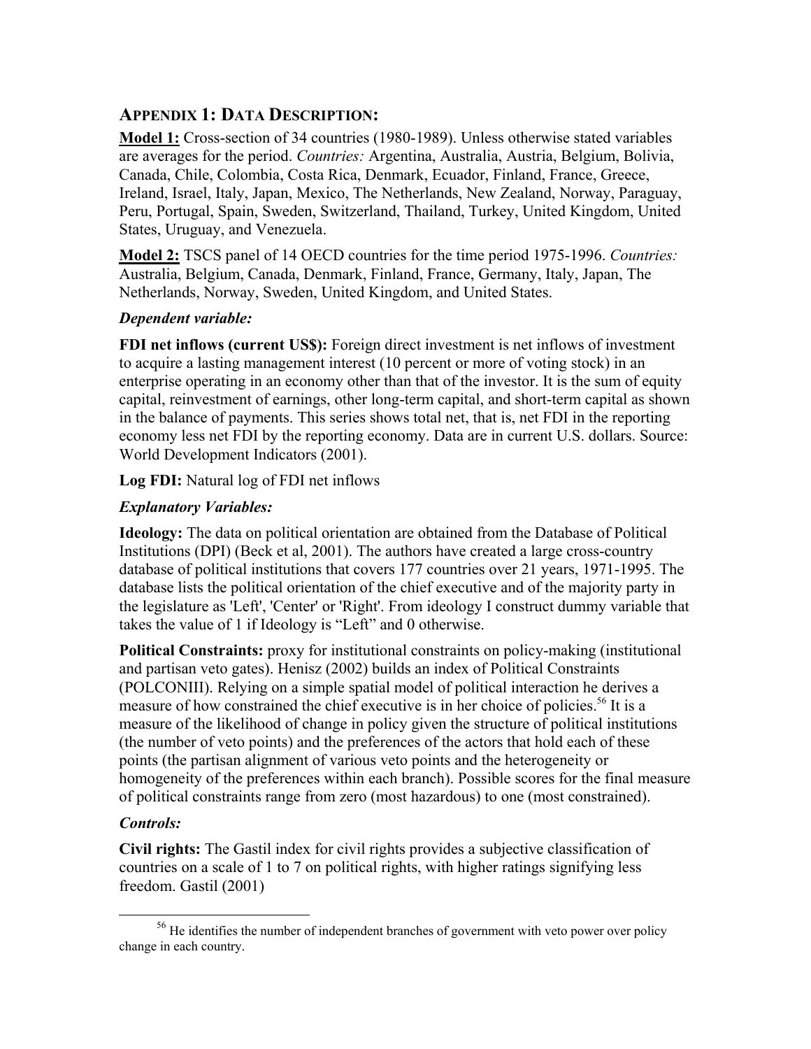## APPENDIX 1: DATA DESCRIPTION:

**Model 1:** Cross-section of 34 countries (1980-1989). Unless otherwise stated variables are averages for the period. *Countries:* Argentina, Australia, Austria, Belgium, Bolivia, Canada, Chile, Colombia, Costa Rica, Denmark, Ecuador, Finland, France, Greece, Ireland, Israel, Italy, Japan, Mexico, The Netherlands, New Zealand, Norway, Paraguay, Peru, Portugal, Spain, Sweden, Switzerland, Thailand, Turkey, United Kingdom, United States, Uruguay, and Venezuela.

**Model 2:** TSCS panel of 14 OECD countries for the time period 1975-1996. *Countries:* Australia, Belgium, Canada, Denmark, Finland, France, Germany, Italy, Japan, The Netherlands, Norway, Sweden, United Kingdom, and United States.

### *Dependent variable:*

**FDI net inflows (current US$):** Foreign direct investment is net inflows of investment to acquire a lasting management interest (10 percent or more of voting stock) in an enterprise operating in an economy other than that of the investor. It is the sum of equity capital, reinvestment of earnings, other long-term capital, and short-term capital as shown in the balance of payments. This series shows total net, that is, net FDI in the reporting economy less net FDI by the reporting economy. Data are in current U.S. dollars. Source: World Development Indicators (2001).

**Log FDI:** Natural log of FDI net inflows

### *Explanatory Variables:*

**Ideology:** The data on political orientation are obtained from the Database of Political Institutions (DPI) (Beck et al, 2001). The authors have created a large cross-country database of political institutions that covers 177 countries over 21 years, 1971-1995. The database lists the political orientation of the chief executive and of the majority party in the legislature as 'Left', 'Center' or 'Right'. From ideology I construct dummy variable that takes the value of 1 if Ideology is "Left" and 0 otherwise.

**Political Constraints:** proxy for institutional constraints on policy-making (institutional and partisan veto gates). Henisz (2002) builds an index of Political Constraints (POLCONIII). Relying on a simple spatial model of political interaction he derives a measure of how constrained the chief executive is in her choice of policies.[56] It is a measure of the likelihood of change in policy given the structure of political institutions (the number of veto points) and the preferences of the actors that hold each of these points (the partisan alignment of various veto points and the heterogeneity or homogeneity of the preferences within each branch). Possible scores for the final measure of political constraints range from zero (most hazardous) to one (most constrained).

### *Controls:*

**Civil rights:** The Gastil index for civil rights provides a subjective classification of countries on a scale of 1 to 7 on political rights, with higher ratings signifying less freedom. Gastil (2001)

[56] He identifies the number of independent branches of government with veto power over policy change in each country.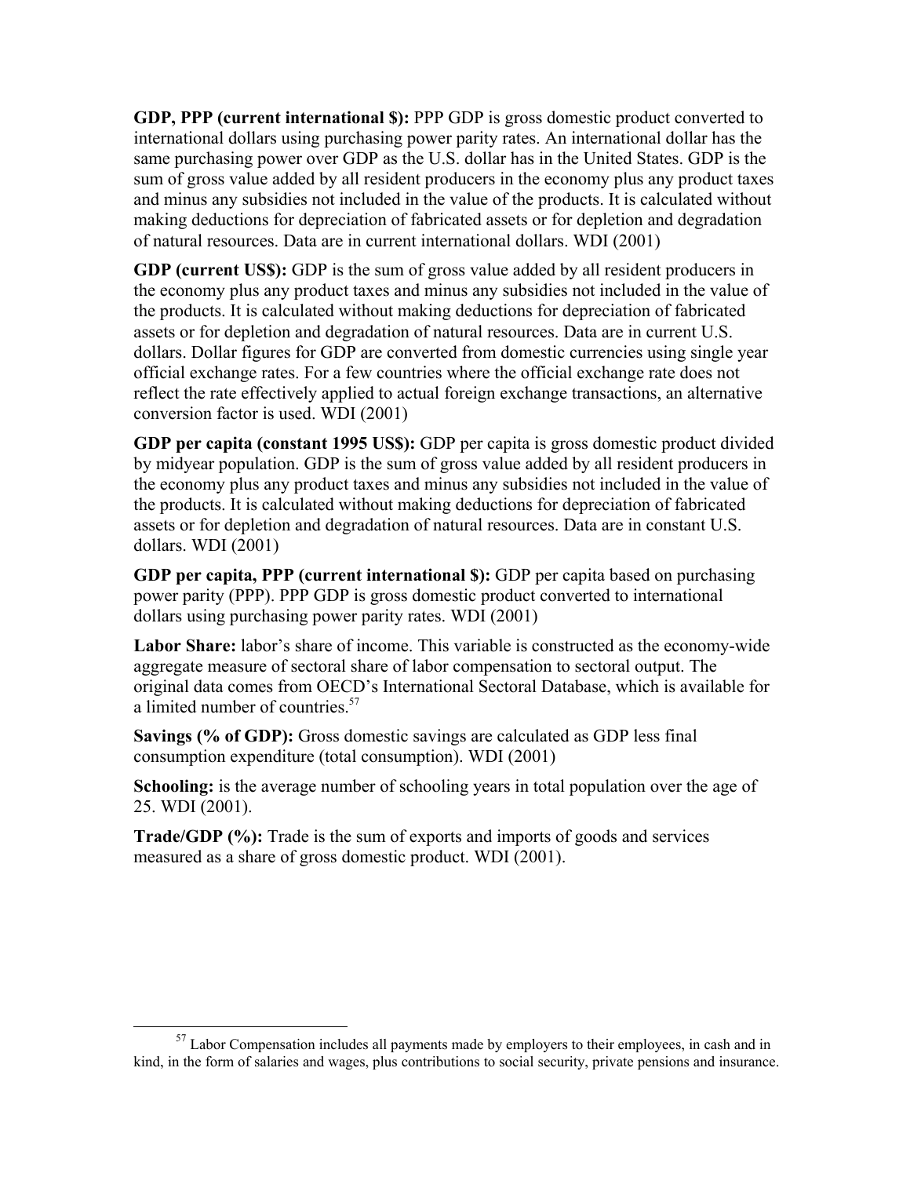**GDP, PPP (current international $):** PPP GDP is gross domestic product converted to international dollars using purchasing power parity rates. An international dollar has the same purchasing power over GDP as the U.S. dollar has in the United States. GDP is the sum of gross value added by all resident producers in the economy plus any product taxes and minus any subsidies not included in the value of the products. It is calculated without making deductions for depreciation of fabricated assets or for depletion and degradation of natural resources. Data are in current international dollars. WDI (2001)

**GDP (current US$):** GDP is the sum of gross value added by all resident producers in the economy plus any product taxes and minus any subsidies not included in the value of the products. It is calculated without making deductions for depreciation of fabricated assets or for depletion and degradation of natural resources. Data are in current U.S. dollars. Dollar figures for GDP are converted from domestic currencies using single year official exchange rates. For a few countries where the official exchange rate does not reflect the rate effectively applied to actual foreign exchange transactions, an alternative conversion factor is used. WDI (2001)

**GDP per capita (constant 1995 US$):** GDP per capita is gross domestic product divided by midyear population. GDP is the sum of gross value added by all resident producers in the economy plus any product taxes and minus any subsidies not included in the value of the products. It is calculated without making deductions for depreciation of fabricated assets or for depletion and degradation of natural resources. Data are in constant U.S. dollars. WDI (2001)

**GDP per capita, PPP (current international $):** GDP per capita based on purchasing power parity (PPP). PPP GDP is gross domestic product converted to international dollars using purchasing power parity rates. WDI (2001)

**Labor Share:** labor's share of income. This variable is constructed as the economy-wide aggregate measure of sectoral share of labor compensation to sectoral output. The original data comes from OECD's International Sectoral Database, which is available for a limited number of countries.[57]

**Savings (% of GDP):** Gross domestic savings are calculated as GDP less final consumption expenditure (total consumption). WDI (2001)

**Schooling:** is the average number of schooling years in total population over the age of 25. WDI (2001).

**Trade/GDP (%):** Trade is the sum of exports and imports of goods and services measured as a share of gross domestic product. WDI (2001).

---

[57] Labor Compensation includes all payments made by employers to their employees, in cash and in kind, in the form of salaries and wages, plus contributions to social security, private pensions and insurance.